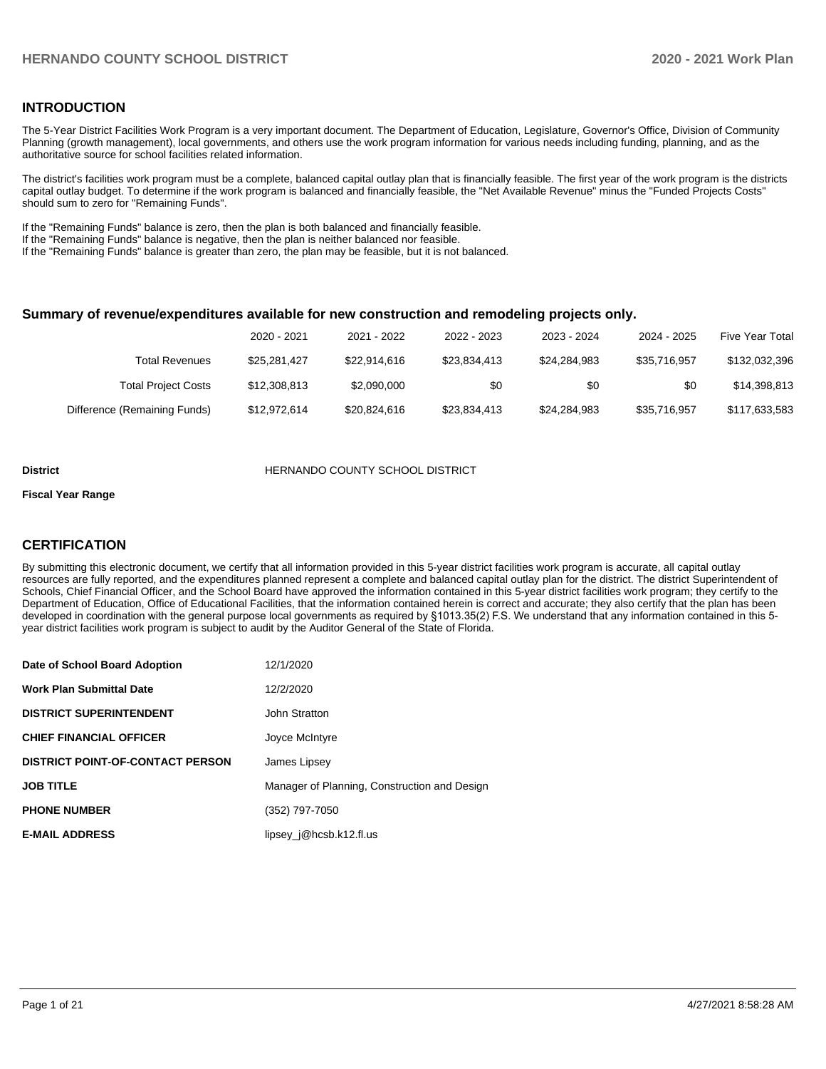## INTRODUCTION

The 5-Year District Facilities Work Program is a very important document. The Department of Education, Legislature, Governor's Office, Division of Community Planning (growth management), local governments, and others use the work program information for various needs including funding, planning, and as the authoritative source for school facilities related information.

The district's facilities work program must be a complete, balanced capital outlay plan that is financially feasible. The first year of the work program is the districts capital outlay budget. To determine if the work program is balanced and financially feasible, the "Net Available Revenue" minus the "Funded Projects Costs" should sum to zero for "Remaining Funds".

If the "Remaining Funds" balance is zero, then the plan is both balanced and financially feasible.
If the "Remaining Funds" balance is negative, then the plan is neither balanced nor feasible.
If the "Remaining Funds" balance is greater than zero, the plan may be feasible, but it is not balanced.

### Summary of revenue/expenditures available for new construction and remodeling projects only.

| | 2020 - 2021 | 2021 - 2022 | 2022 - 2023 | 2023 - 2024 | 2024 - 2025 | Five Year Total |
|---|---|---|---|---|---|---|
| Total Revenues | $25,281,427 | $22,914,616 | $23,834,413 | $24,284,983 | $35,716,957 | $132,032,396 |
| Total Project Costs | $12,308,813 | $2,090,000 | $0 | $0 | $0 | $14,398,813 |
| Difference (Remaining Funds) | $12,972,614 | $20,824,616 | $23,834,413 | $24,284,983 | $35,716,957 | $117,633,583 |

**District** HERNANDO COUNTY SCHOOL DISTRICT

**Fiscal Year Range**

## CERTIFICATION

By submitting this electronic document, we certify that all information provided in this 5-year district facilities work program is accurate, all capital outlay resources are fully reported, and the expenditures planned represent a complete and balanced capital outlay plan for the district. The district Superintendent of Schools, Chief Financial Officer, and the School Board have approved the information contained in this 5-year district facilities work program; they certify to the Department of Education, Office of Educational Facilities, that the information contained herein is correct and accurate; they also certify that the plan has been developed in coordination with the general purpose local governments as required by §1013.35(2) F.S. We understand that any information contained in this 5-year district facilities work program is subject to audit by the Auditor General of the State of Florida.

| | |
|---|---|
| **Date of School Board Adoption** | 12/1/2020 |
| **Work Plan Submittal Date** | 12/2/2020 |
| **DISTRICT SUPERINTENDENT** | John Stratton |
| **CHIEF FINANCIAL OFFICER** | Joyce McIntyre |
| **DISTRICT POINT-OF-CONTACT PERSON** | James Lipsey |
| **JOB TITLE** | Manager of Planning, Construction and Design |
| **PHONE NUMBER** | (352) 797-7050 |
| **E-MAIL ADDRESS** | lipsey_j@hcsb.k12.fl.us |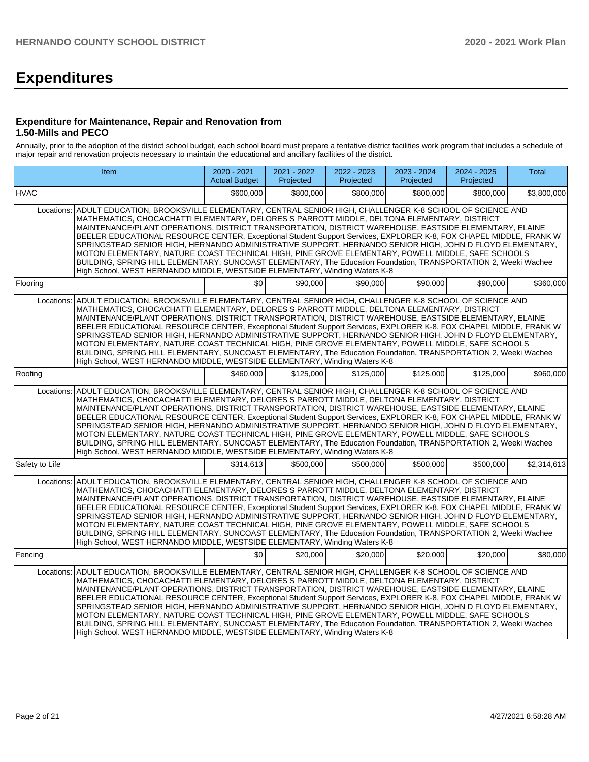# Expenditures

### Expenditure for Maintenance, Repair and Renovation from 1.50-Mills and PECO

Annually, prior to the adoption of the district school budget, each school board must prepare a tentative district facilities work program that includes a schedule of major repair and renovation projects necessary to maintain the educational and ancillary facilities of the district.

| Item | | 2020 - 2021 Actual Budget | 2021 - 2022 Projected | 2022 - 2023 Projected | 2023 - 2024 Projected | 2024 - 2025 Projected | Total |
|---|---|---|---|---|---|---|---|
| HVAC | | $600,000 | $800,000 | $800,000 | $800,000 | $800,000 | $3,800,000 |
| Locations: | ADULT EDUCATION, BROOKSVILLE ELEMENTARY, CENTRAL SENIOR HIGH, CHALLENGER K-8 SCHOOL OF SCIENCE AND MATHEMATICS, CHOCACHATTI ELEMENTARY, DELORES S PARROTT MIDDLE, DELTONA ELEMENTARY, DISTRICT MAINTENANCE/PLANT OPERATIONS, DISTRICT TRANSPORTATION, DISTRICT WAREHOUSE, EASTSIDE ELEMENTARY, ELAINE BEELER EDUCATIONAL RESOURCE CENTER, Exceptional Student Support Services, EXPLORER K-8, FOX CHAPEL MIDDLE, FRANK W SPRINGSTEAD SENIOR HIGH, HERNANDO ADMINISTRATIVE SUPPORT, HERNANDO SENIOR HIGH, JOHN D FLOYD ELEMENTARY, MOTON ELEMENTARY, NATURE COAST TECHNICAL HIGH, PINE GROVE ELEMENTARY, POWELL MIDDLE, SAFE SCHOOLS BUILDING, SPRING HILL ELEMENTARY, SUNCOAST ELEMENTARY, The Education Foundation, TRANSPORTATION 2, Weeki Wachee High School, WEST HERNANDO MIDDLE, WESTSIDE ELEMENTARY, Winding Waters K-8 | | | | | | |
| Flooring | | $0 | $90,000 | $90,000 | $90,000 | $90,000 | $360,000 |
| Locations: | ADULT EDUCATION, BROOKSVILLE ELEMENTARY, CENTRAL SENIOR HIGH, CHALLENGER K-8 SCHOOL OF SCIENCE AND MATHEMATICS, CHOCACHATTI ELEMENTARY, DELORES S PARROTT MIDDLE, DELTONA ELEMENTARY, DISTRICT MAINTENANCE/PLANT OPERATIONS, DISTRICT TRANSPORTATION, DISTRICT WAREHOUSE, EASTSIDE ELEMENTARY, ELAINE BEELER EDUCATIONAL RESOURCE CENTER, Exceptional Student Support Services, EXPLORER K-8, FOX CHAPEL MIDDLE, FRANK W SPRINGSTEAD SENIOR HIGH, HERNANDO ADMINISTRATIVE SUPPORT, HERNANDO SENIOR HIGH, JOHN D FLOYD ELEMENTARY, MOTON ELEMENTARY, NATURE COAST TECHNICAL HIGH, PINE GROVE ELEMENTARY, POWELL MIDDLE, SAFE SCHOOLS BUILDING, SPRING HILL ELEMENTARY, SUNCOAST ELEMENTARY, The Education Foundation, TRANSPORTATION 2, Weeki Wachee High School, WEST HERNANDO MIDDLE, WESTSIDE ELEMENTARY, Winding Waters K-8 | | | | | | |
| Roofing | | $460,000 | $125,000 | $125,000 | $125,000 | $125,000 | $960,000 |
| Locations: | ADULT EDUCATION, BROOKSVILLE ELEMENTARY, CENTRAL SENIOR HIGH, CHALLENGER K-8 SCHOOL OF SCIENCE AND MATHEMATICS, CHOCACHATTI ELEMENTARY, DELORES S PARROTT MIDDLE, DELTONA ELEMENTARY, DISTRICT MAINTENANCE/PLANT OPERATIONS, DISTRICT TRANSPORTATION, DISTRICT WAREHOUSE, EASTSIDE ELEMENTARY, ELAINE BEELER EDUCATIONAL RESOURCE CENTER, Exceptional Student Support Services, EXPLORER K-8, FOX CHAPEL MIDDLE, FRANK W SPRINGSTEAD SENIOR HIGH, HERNANDO ADMINISTRATIVE SUPPORT, HERNANDO SENIOR HIGH, JOHN D FLOYD ELEMENTARY, MOTON ELEMENTARY, NATURE COAST TECHNICAL HIGH, PINE GROVE ELEMENTARY, POWELL MIDDLE, SAFE SCHOOLS BUILDING, SPRING HILL ELEMENTARY, SUNCOAST ELEMENTARY, The Education Foundation, TRANSPORTATION 2, Weeki Wachee High School, WEST HERNANDO MIDDLE, WESTSIDE ELEMENTARY, Winding Waters K-8 | | | | | | |
| Safety to Life | | $314,613 | $500,000 | $500,000 | $500,000 | $500,000 | $2,314,613 |
| Locations: | ADULT EDUCATION, BROOKSVILLE ELEMENTARY, CENTRAL SENIOR HIGH, CHALLENGER K-8 SCHOOL OF SCIENCE AND MATHEMATICS, CHOCACHATTI ELEMENTARY, DELORES S PARROTT MIDDLE, DELTONA ELEMENTARY, DISTRICT MAINTENANCE/PLANT OPERATIONS, DISTRICT TRANSPORTATION, DISTRICT WAREHOUSE, EASTSIDE ELEMENTARY, ELAINE BEELER EDUCATIONAL RESOURCE CENTER, Exceptional Student Support Services, EXPLORER K-8, FOX CHAPEL MIDDLE, FRANK W SPRINGSTEAD SENIOR HIGH, HERNANDO ADMINISTRATIVE SUPPORT, HERNANDO SENIOR HIGH, JOHN D FLOYD ELEMENTARY, MOTON ELEMENTARY, NATURE COAST TECHNICAL HIGH, PINE GROVE ELEMENTARY, POWELL MIDDLE, SAFE SCHOOLS BUILDING, SPRING HILL ELEMENTARY, SUNCOAST ELEMENTARY, The Education Foundation, TRANSPORTATION 2, Weeki Wachee High School, WEST HERNANDO MIDDLE, WESTSIDE ELEMENTARY, Winding Waters K-8 | | | | | | |
| Fencing | | $0 | $20,000 | $20,000 | $20,000 | $20,000 | $80,000 |
| Locations: | ADULT EDUCATION, BROOKSVILLE ELEMENTARY, CENTRAL SENIOR HIGH, CHALLENGER K-8 SCHOOL OF SCIENCE AND MATHEMATICS, CHOCACHATTI ELEMENTARY, DELORES S PARROTT MIDDLE, DELTONA ELEMENTARY, DISTRICT MAINTENANCE/PLANT OPERATIONS, DISTRICT TRANSPORTATION, DISTRICT WAREHOUSE, EASTSIDE ELEMENTARY, ELAINE BEELER EDUCATIONAL RESOURCE CENTER, Exceptional Student Support Services, EXPLORER K-8, FOX CHAPEL MIDDLE, FRANK W SPRINGSTEAD SENIOR HIGH, HERNANDO ADMINISTRATIVE SUPPORT, HERNANDO SENIOR HIGH, JOHN D FLOYD ELEMENTARY, MOTON ELEMENTARY, NATURE COAST TECHNICAL HIGH, PINE GROVE ELEMENTARY, POWELL MIDDLE, SAFE SCHOOLS BUILDING, SPRING HILL ELEMENTARY, SUNCOAST ELEMENTARY, The Education Foundation, TRANSPORTATION 2, Weeki Wachee High School, WEST HERNANDO MIDDLE, WESTSIDE ELEMENTARY, Winding Waters K-8 | | | | | | |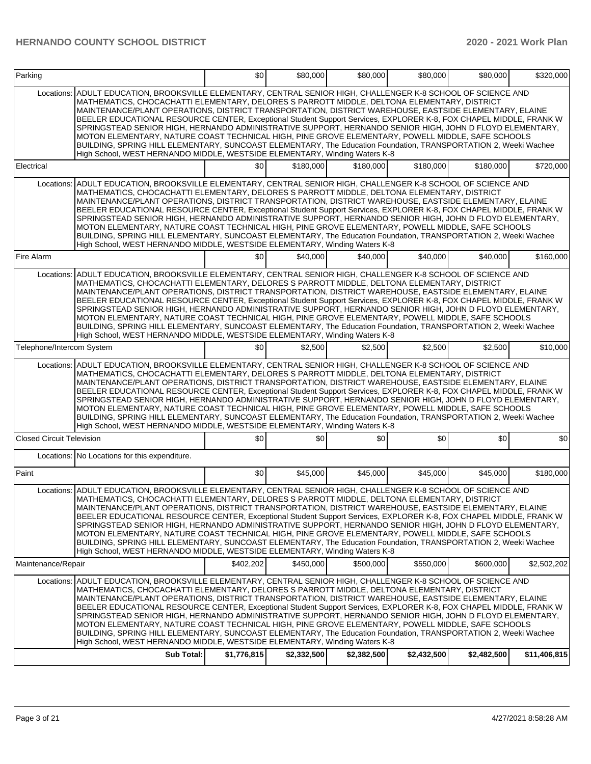| Item | | | | | | | |
|---|---|---|---|---|---|---|---|
| Parking | | $0 | $80,000 | $80,000 | $80,000 | $80,000 | $320,000 |
| Locations: | ADULT EDUCATION, BROOKSVILLE ELEMENTARY, CENTRAL SENIOR HIGH, CHALLENGER K-8 SCHOOL OF SCIENCE AND MATHEMATICS, CHOCACHATTI ELEMENTARY, DELORES S PARROTT MIDDLE, DELTONA ELEMENTARY, DISTRICT MAINTENANCE/PLANT OPERATIONS, DISTRICT TRANSPORTATION, DISTRICT WAREHOUSE, EASTSIDE ELEMENTARY, ELAINE BEELER EDUCATIONAL RESOURCE CENTER, Exceptional Student Support Services, EXPLORER K-8, FOX CHAPEL MIDDLE, FRANK W SPRINGSTEAD SENIOR HIGH, HERNANDO ADMINISTRATIVE SUPPORT, HERNANDO SENIOR HIGH, JOHN D FLOYD ELEMENTARY, MOTON ELEMENTARY, NATURE COAST TECHNICAL HIGH, PINE GROVE ELEMENTARY, POWELL MIDDLE, SAFE SCHOOLS BUILDING, SPRING HILL ELEMENTARY, SUNCOAST ELEMENTARY, The Education Foundation, TRANSPORTATION 2, Weeki Wachee High School, WEST HERNANDO MIDDLE, WESTSIDE ELEMENTARY, Winding Waters K-8 | | | | | | |
| Electrical | | $0 | $180,000 | $180,000 | $180,000 | $180,000 | $720,000 |
| Locations: | ADULT EDUCATION, BROOKSVILLE ELEMENTARY, CENTRAL SENIOR HIGH, CHALLENGER K-8 SCHOOL OF SCIENCE AND MATHEMATICS, CHOCACHATTI ELEMENTARY, DELORES S PARROTT MIDDLE, DELTONA ELEMENTARY, DISTRICT MAINTENANCE/PLANT OPERATIONS, DISTRICT TRANSPORTATION, DISTRICT WAREHOUSE, EASTSIDE ELEMENTARY, ELAINE BEELER EDUCATIONAL RESOURCE CENTER, Exceptional Student Support Services, EXPLORER K-8, FOX CHAPEL MIDDLE, FRANK W SPRINGSTEAD SENIOR HIGH, HERNANDO ADMINISTRATIVE SUPPORT, HERNANDO SENIOR HIGH, JOHN D FLOYD ELEMENTARY, MOTON ELEMENTARY, NATURE COAST TECHNICAL HIGH, PINE GROVE ELEMENTARY, POWELL MIDDLE, SAFE SCHOOLS BUILDING, SPRING HILL ELEMENTARY, SUNCOAST ELEMENTARY, The Education Foundation, TRANSPORTATION 2, Weeki Wachee High School, WEST HERNANDO MIDDLE, WESTSIDE ELEMENTARY, Winding Waters K-8 | | | | | | |
| Fire Alarm | | $0 | $40,000 | $40,000 | $40,000 | $40,000 | $160,000 |
| Locations: | ADULT EDUCATION, BROOKSVILLE ELEMENTARY, CENTRAL SENIOR HIGH, CHALLENGER K-8 SCHOOL OF SCIENCE AND MATHEMATICS, CHOCACHATTI ELEMENTARY, DELORES S PARROTT MIDDLE, DELTONA ELEMENTARY, DISTRICT MAINTENANCE/PLANT OPERATIONS, DISTRICT TRANSPORTATION, DISTRICT WAREHOUSE, EASTSIDE ELEMENTARY, ELAINE BEELER EDUCATIONAL RESOURCE CENTER, Exceptional Student Support Services, EXPLORER K-8, FOX CHAPEL MIDDLE, FRANK W SPRINGSTEAD SENIOR HIGH, HERNANDO ADMINISTRATIVE SUPPORT, HERNANDO SENIOR HIGH, JOHN D FLOYD ELEMENTARY, MOTON ELEMENTARY, NATURE COAST TECHNICAL HIGH, PINE GROVE ELEMENTARY, POWELL MIDDLE, SAFE SCHOOLS BUILDING, SPRING HILL ELEMENTARY, SUNCOAST ELEMENTARY, The Education Foundation, TRANSPORTATION 2, Weeki Wachee High School, WEST HERNANDO MIDDLE, WESTSIDE ELEMENTARY, Winding Waters K-8 | | | | | | |
| Telephone/Intercom System | | $0 | $2,500 | $2,500 | $2,500 | $2,500 | $10,000 |
| Locations: | ADULT EDUCATION, BROOKSVILLE ELEMENTARY, CENTRAL SENIOR HIGH, CHALLENGER K-8 SCHOOL OF SCIENCE AND MATHEMATICS, CHOCACHATTI ELEMENTARY, DELORES S PARROTT MIDDLE, DELTONA ELEMENTARY, DISTRICT MAINTENANCE/PLANT OPERATIONS, DISTRICT TRANSPORTATION, DISTRICT WAREHOUSE, EASTSIDE ELEMENTARY, ELAINE BEELER EDUCATIONAL RESOURCE CENTER, Exceptional Student Support Services, EXPLORER K-8, FOX CHAPEL MIDDLE, FRANK W SPRINGSTEAD SENIOR HIGH, HERNANDO ADMINISTRATIVE SUPPORT, HERNANDO SENIOR HIGH, JOHN D FLOYD ELEMENTARY, MOTON ELEMENTARY, NATURE COAST TECHNICAL HIGH, PINE GROVE ELEMENTARY, POWELL MIDDLE, SAFE SCHOOLS BUILDING, SPRING HILL ELEMENTARY, SUNCOAST ELEMENTARY, The Education Foundation, TRANSPORTATION 2, Weeki Wachee High School, WEST HERNANDO MIDDLE, WESTSIDE ELEMENTARY, Winding Waters K-8 | | | | | | |
| Closed Circuit Television | | $0 | $0 | $0 | $0 | $0 | $0 |
| Locations: | No Locations for this expenditure. | | | | | | |
| Paint | | $0 | $45,000 | $45,000 | $45,000 | $45,000 | $180,000 |
| Locations: | ADULT EDUCATION, BROOKSVILLE ELEMENTARY, CENTRAL SENIOR HIGH, CHALLENGER K-8 SCHOOL OF SCIENCE AND MATHEMATICS, CHOCACHATTI ELEMENTARY, DELORES S PARROTT MIDDLE, DELTONA ELEMENTARY, DISTRICT MAINTENANCE/PLANT OPERATIONS, DISTRICT TRANSPORTATION, DISTRICT WAREHOUSE, EASTSIDE ELEMENTARY, ELAINE BEELER EDUCATIONAL RESOURCE CENTER, Exceptional Student Support Services, EXPLORER K-8, FOX CHAPEL MIDDLE, FRANK W SPRINGSTEAD SENIOR HIGH, HERNANDO ADMINISTRATIVE SUPPORT, HERNANDO SENIOR HIGH, JOHN D FLOYD ELEMENTARY, MOTON ELEMENTARY, NATURE COAST TECHNICAL HIGH, PINE GROVE ELEMENTARY, POWELL MIDDLE, SAFE SCHOOLS BUILDING, SPRING HILL ELEMENTARY, SUNCOAST ELEMENTARY, The Education Foundation, TRANSPORTATION 2, Weeki Wachee High School, WEST HERNANDO MIDDLE, WESTSIDE ELEMENTARY, Winding Waters K-8 | | | | | | |
| Maintenance/Repair | | $402,202 | $450,000 | $500,000 | $550,000 | $600,000 | $2,502,202 |
| Locations: | ADULT EDUCATION, BROOKSVILLE ELEMENTARY, CENTRAL SENIOR HIGH, CHALLENGER K-8 SCHOOL OF SCIENCE AND MATHEMATICS, CHOCACHATTI ELEMENTARY, DELORES S PARROTT MIDDLE, DELTONA ELEMENTARY, DISTRICT MAINTENANCE/PLANT OPERATIONS, DISTRICT TRANSPORTATION, DISTRICT WAREHOUSE, EASTSIDE ELEMENTARY, ELAINE BEELER EDUCATIONAL RESOURCE CENTER, Exceptional Student Support Services, EXPLORER K-8, FOX CHAPEL MIDDLE, FRANK W SPRINGSTEAD SENIOR HIGH, HERNANDO ADMINISTRATIVE SUPPORT, HERNANDO SENIOR HIGH, JOHN D FLOYD ELEMENTARY, MOTON ELEMENTARY, NATURE COAST TECHNICAL HIGH, PINE GROVE ELEMENTARY, POWELL MIDDLE, SAFE SCHOOLS BUILDING, SPRING HILL ELEMENTARY, SUNCOAST ELEMENTARY, The Education Foundation, TRANSPORTATION 2, Weeki Wachee High School, WEST HERNANDO MIDDLE, WESTSIDE ELEMENTARY, Winding Waters K-8 | | | | | | |
| | **Sub Total:** | **$1,776,815** | **$2,332,500** | **$2,382,500** | **$2,432,500** | **$2,482,500** | **$11,406,815** |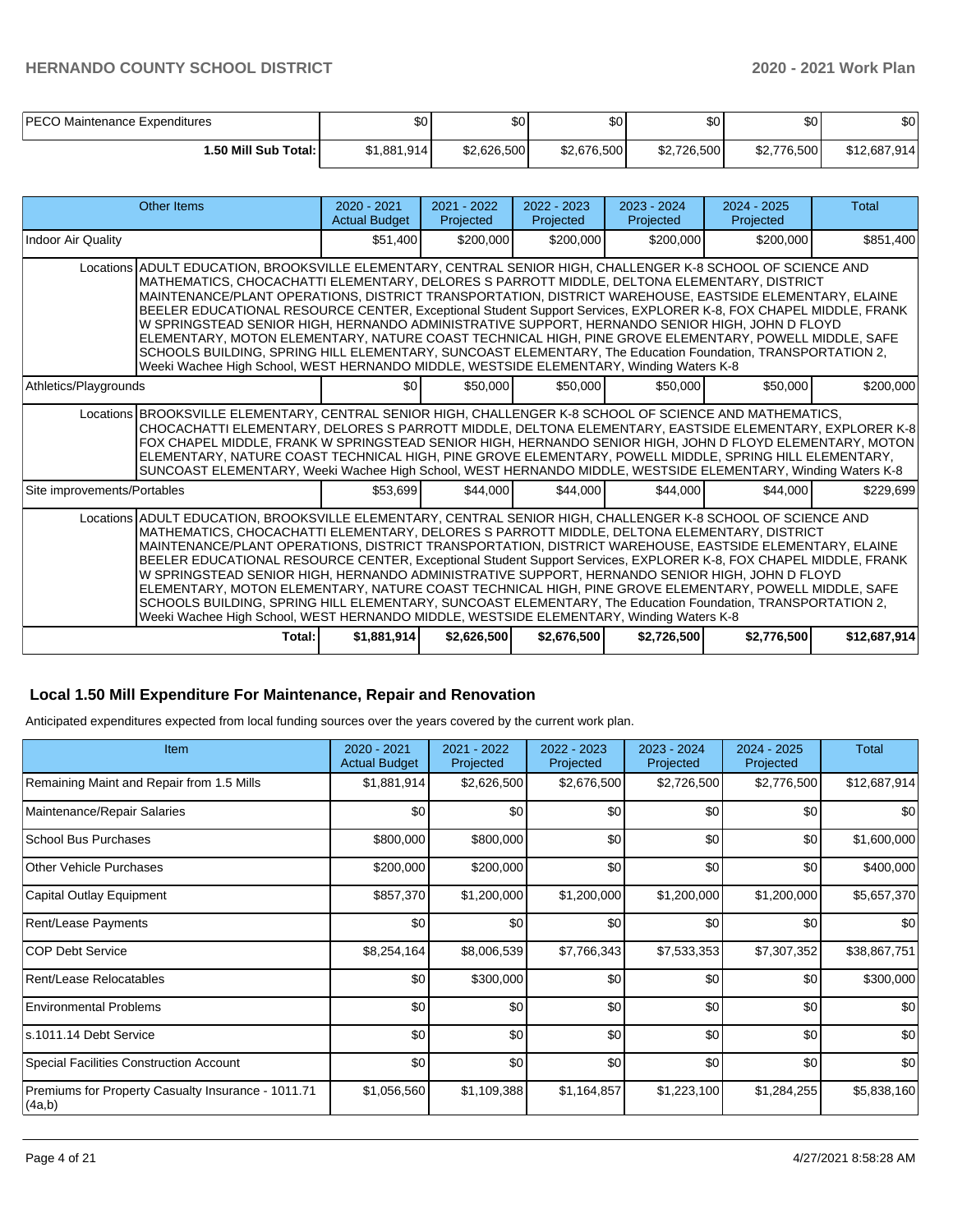| PECO Maintenance Expenditures | $0 | $0 | $0 | $0 | $0 | $0 |
|---|---|---|---|---|---|---|
| 1.50 Mill Sub Total: | $1,881,914 | $2,626,500 | $2,676,500 | $2,726,500 | $2,776,500 | $12,687,914 |

| Other Items | | 2020 - 2021 Actual Budget | 2021 - 2022 Projected | 2022 - 2023 Projected | 2023 - 2024 Projected | 2024 - 2025 Projected | Total |
|---|---|---|---|---|---|---|---|
| Indoor Air Quality | | $51,400 | $200,000 | $200,000 | $200,000 | $200,000 | $851,400 |
| | Locations | ADULT EDUCATION, BROOKSVILLE ELEMENTARY, CENTRAL SENIOR HIGH, CHALLENGER K-8 SCHOOL OF SCIENCE AND MATHEMATICS, CHOCACHATTI ELEMENTARY, DELORES S PARROTT MIDDLE, DELTONA ELEMENTARY, DISTRICT MAINTENANCE/PLANT OPERATIONS, DISTRICT TRANSPORTATION, DISTRICT WAREHOUSE, EASTSIDE ELEMENTARY, ELAINE BEELER EDUCATIONAL RESOURCE CENTER, Exceptional Student Support Services, EXPLORER K-8, FOX CHAPEL MIDDLE, FRANK W SPRINGSTEAD SENIOR HIGH, HERNANDO ADMINISTRATIVE SUPPORT, HERNANDO SENIOR HIGH, JOHN D FLOYD ELEMENTARY, MOTON ELEMENTARY, NATURE COAST TECHNICAL HIGH, PINE GROVE ELEMENTARY, POWELL MIDDLE, SAFE SCHOOLS BUILDING, SPRING HILL ELEMENTARY, SUNCOAST ELEMENTARY, The Education Foundation, TRANSPORTATION 2, Weeki Wachee High School, WEST HERNANDO MIDDLE, WESTSIDE ELEMENTARY, Winding Waters K-8 | | | | | | |
| Athletics/Playgrounds | | $0 | $50,000 | $50,000 | $50,000 | $50,000 | $200,000 |
| | Locations | BROOKSVILLE ELEMENTARY, CENTRAL SENIOR HIGH, CHALLENGER K-8 SCHOOL OF SCIENCE AND MATHEMATICS, CHOCACHATTI ELEMENTARY, DELORES S PARROTT MIDDLE, DELTONA ELEMENTARY, EASTSIDE ELEMENTARY, EXPLORER K-8, FOX CHAPEL MIDDLE, FRANK W SPRINGSTEAD SENIOR HIGH, HERNANDO SENIOR HIGH, JOHN D FLOYD ELEMENTARY, MOTON ELEMENTARY, NATURE COAST TECHNICAL HIGH, PINE GROVE ELEMENTARY, POWELL MIDDLE, SPRING HILL ELEMENTARY, SUNCOAST ELEMENTARY, Weeki Wachee High School, WEST HERNANDO MIDDLE, WESTSIDE ELEMENTARY, Winding Waters K-8 | | | | | | |
| Site improvements/Portables | | $53,699 | $44,000 | $44,000 | $44,000 | $44,000 | $229,699 |
| | Locations | ADULT EDUCATION, BROOKSVILLE ELEMENTARY, CENTRAL SENIOR HIGH, CHALLENGER K-8 SCHOOL OF SCIENCE AND MATHEMATICS, CHOCACHATTI ELEMENTARY, DELORES S PARROTT MIDDLE, DELTONA ELEMENTARY, DISTRICT MAINTENANCE/PLANT OPERATIONS, DISTRICT TRANSPORTATION, DISTRICT WAREHOUSE, EASTSIDE ELEMENTARY, ELAINE BEELER EDUCATIONAL RESOURCE CENTER, Exceptional Student Support Services, EXPLORER K-8, FOX CHAPEL MIDDLE, FRANK W SPRINGSTEAD SENIOR HIGH, HERNANDO ADMINISTRATIVE SUPPORT, HERNANDO SENIOR HIGH, JOHN D FLOYD ELEMENTARY, MOTON ELEMENTARY, NATURE COAST TECHNICAL HIGH, PINE GROVE ELEMENTARY, POWELL MIDDLE, SAFE SCHOOLS BUILDING, SPRING HILL ELEMENTARY, SUNCOAST ELEMENTARY, The Education Foundation, TRANSPORTATION 2, Weeki Wachee High School, WEST HERNANDO MIDDLE, WESTSIDE ELEMENTARY, Winding Waters K-8 | | | | | | |
| | Total: | $1,881,914 | $2,626,500 | $2,676,500 | $2,726,500 | $2,776,500 | $12,687,914 |

## Local 1.50 Mill Expenditure For Maintenance, Repair and Renovation

Anticipated expenditures expected from local funding sources over the years covered by the current work plan.

| Item | 2020 - 2021 Actual Budget | 2021 - 2022 Projected | 2022 - 2023 Projected | 2023 - 2024 Projected | 2024 - 2025 Projected | Total |
|---|---|---|---|---|---|---|
| Remaining Maint and Repair from 1.5 Mills | $1,881,914 | $2,626,500 | $2,676,500 | $2,726,500 | $2,776,500 | $12,687,914 |
| Maintenance/Repair Salaries | $0 | $0 | $0 | $0 | $0 | $0 |
| School Bus Purchases | $800,000 | $800,000 | $0 | $0 | $0 | $1,600,000 |
| Other Vehicle Purchases | $200,000 | $200,000 | $0 | $0 | $0 | $400,000 |
| Capital Outlay Equipment | $857,370 | $1,200,000 | $1,200,000 | $1,200,000 | $1,200,000 | $5,657,370 |
| Rent/Lease Payments | $0 | $0 | $0 | $0 | $0 | $0 |
| COP Debt Service | $8,254,164 | $8,006,539 | $7,766,343 | $7,533,353 | $7,307,352 | $38,867,751 |
| Rent/Lease Relocatables | $0 | $300,000 | $0 | $0 | $0 | $300,000 |
| Environmental Problems | $0 | $0 | $0 | $0 | $0 | $0 |
| s.1011.14 Debt Service | $0 | $0 | $0 | $0 | $0 | $0 |
| Special Facilities Construction Account | $0 | $0 | $0 | $0 | $0 | $0 |
| Premiums for Property Casualty Insurance - 1011.71 (4a,b) | $1,056,560 | $1,109,388 | $1,164,857 | $1,223,100 | $1,284,255 | $5,838,160 |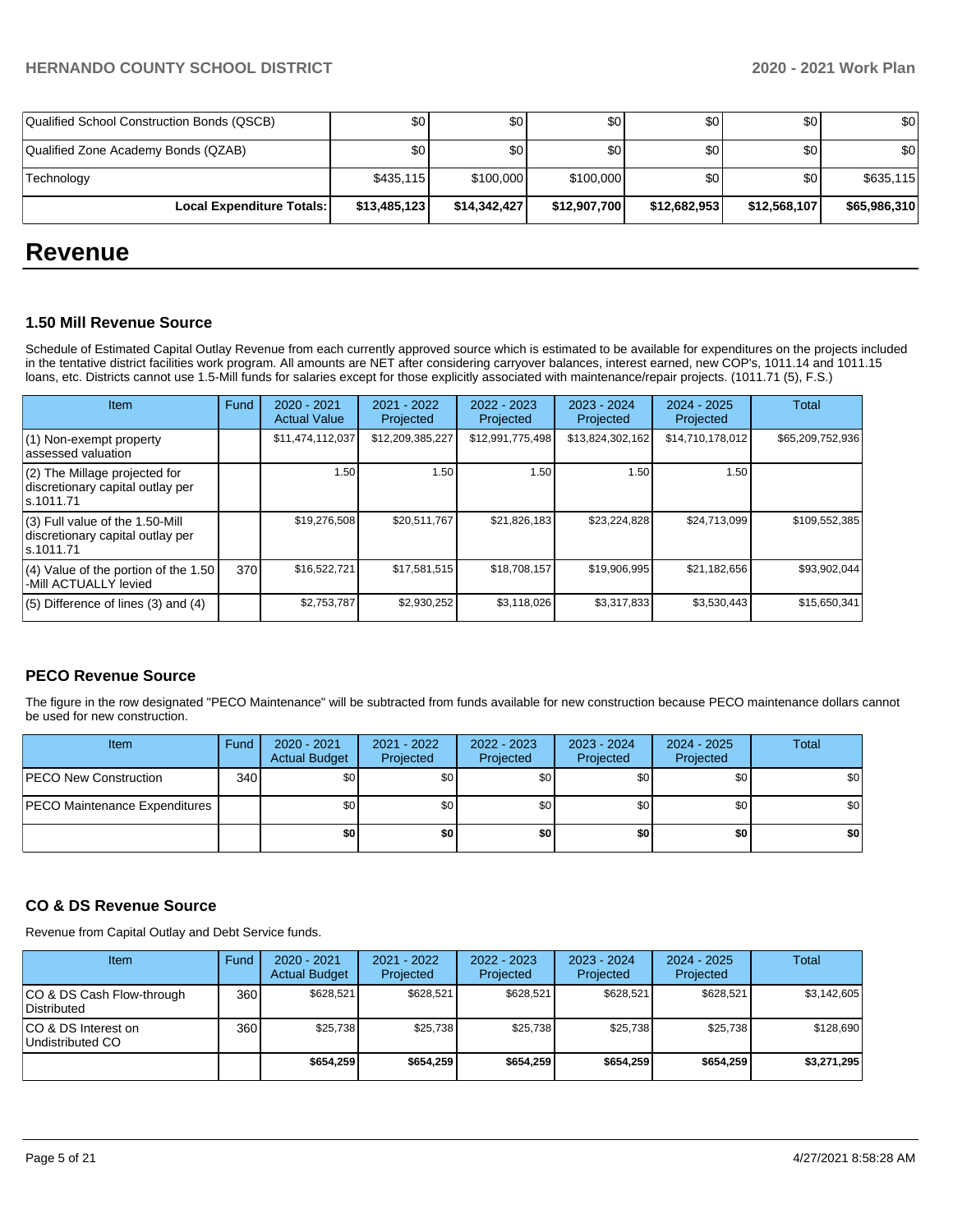| Qualified School Construction Bonds (QSCB) | $0 | $0 | $0 | $0 | $0 | $0 |
|---|---|---|---|---|---|---|
| Qualified Zone Academy Bonds (QZAB) | $0 | $0 | $0 | $0 | $0 | $0 |
| Technology | $435,115 | $100,000 | $100,000 | $0 | $0 | $635,115 |
| **Local Expenditure Totals:** | **$13,485,123** | **$14,342,427** | **$12,907,700** | **$12,682,953** | **$12,568,107** | **$65,986,310** |

# Revenue

### 1.50 Mill Revenue Source

Schedule of Estimated Capital Outlay Revenue from each currently approved source which is estimated to be available for expenditures on the projects included in the tentative district facilities work program. All amounts are NET after considering carryover balances, interest earned, new COP's, 1011.14 and 1011.15 loans, etc. Districts cannot use 1.5-Mill funds for salaries except for those explicitly associated with maintenance/repair projects. (1011.71 (5), F.S.)

| Item | Fund | 2020 - 2021 Actual Value | 2021 - 2022 Projected | 2022 - 2023 Projected | 2023 - 2024 Projected | 2024 - 2025 Projected | Total |
|---|---|---|---|---|---|---|---|
| (1) Non-exempt property assessed valuation | | $11,474,112,037 | $12,209,385,227 | $12,991,775,498 | $13,824,302,162 | $14,710,178,012 | $65,209,752,936 |
| (2) The Millage projected for discretionary capital outlay per s.1011.71 | | 1.50 | 1.50 | 1.50 | 1.50 | 1.50 | |
| (3) Full value of the 1.50-Mill discretionary capital outlay per s.1011.71 | | $19,276,508 | $20,511,767 | $21,826,183 | $23,224,828 | $24,713,099 | $109,552,385 |
| (4) Value of the portion of the 1.50 -Mill ACTUALLY levied | 370 | $16,522,721 | $17,581,515 | $18,708,157 | $19,906,995 | $21,182,656 | $93,902,044 |
| (5) Difference of lines (3) and (4) | | $2,753,787 | $2,930,252 | $3,118,026 | $3,317,833 | $3,530,443 | $15,650,341 |

### PECO Revenue Source

The figure in the row designated "PECO Maintenance" will be subtracted from funds available for new construction because PECO maintenance dollars cannot be used for new construction.

| Item | Fund | 2020 - 2021 Actual Budget | 2021 - 2022 Projected | 2022 - 2023 Projected | 2023 - 2024 Projected | 2024 - 2025 Projected | Total |
|---|---|---|---|---|---|---|---|
| PECO New Construction | 340 | $0 | $0 | $0 | $0 | $0 | $0 |
| PECO Maintenance Expenditures | | $0 | $0 | $0 | $0 | $0 | $0 |
| | | **$0** | **$0** | **$0** | **$0** | **$0** | **$0** |

### CO & DS Revenue Source

Revenue from Capital Outlay and Debt Service funds.

| Item | Fund | 2020 - 2021 Actual Budget | 2021 - 2022 Projected | 2022 - 2023 Projected | 2023 - 2024 Projected | 2024 - 2025 Projected | Total |
|---|---|---|---|---|---|---|---|
| CO & DS Cash Flow-through Distributed | 360 | $628,521 | $628,521 | $628,521 | $628,521 | $628,521 | $3,142,605 |
| CO & DS Interest on Undistributed CO | 360 | $25,738 | $25,738 | $25,738 | $25,738 | $25,738 | $128,690 |
| | | **$654,259** | **$654,259** | **$654,259** | **$654,259** | **$654,259** | **$3,271,295** |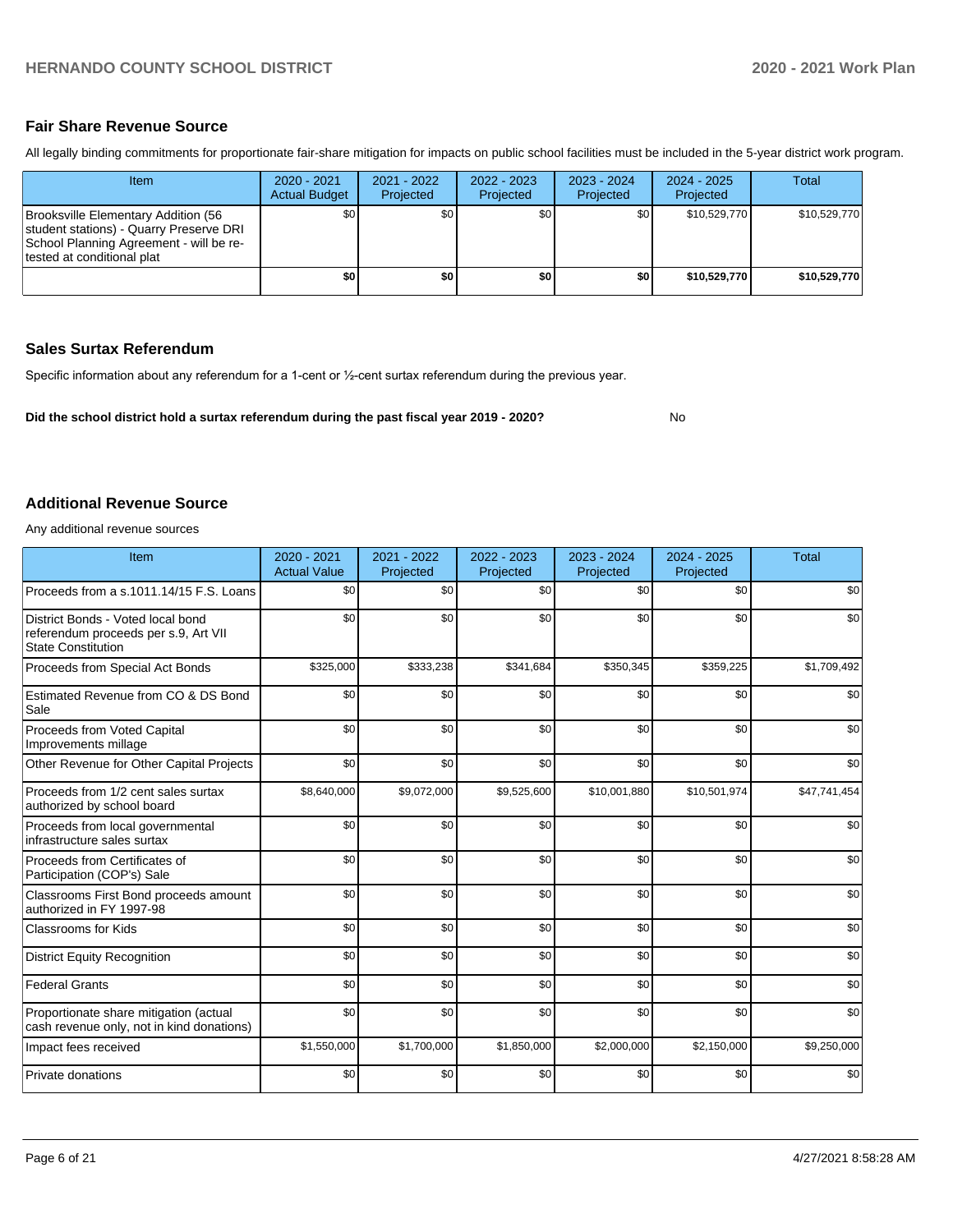## Fair Share Revenue Source

All legally binding commitments for proportionate fair-share mitigation for impacts on public school facilities must be included in the 5-year district work program.

| Item | 2020 - 2021 Actual Budget | 2021 - 2022 Projected | 2022 - 2023 Projected | 2023 - 2024 Projected | 2024 - 2025 Projected | Total |
|---|---|---|---|---|---|---|
| Brooksville Elementary Addition (56 student stations) - Quarry Preserve DRI School Planning Agreement - will be re-tested at conditional plat | $0 | $0 | $0 | $0 | $10,529,770 | $10,529,770 |
| | **$0** | **$0** | **$0** | **$0** | **$10,529,770** | **$10,529,770** |

## Sales Surtax Referendum

Specific information about any referendum for a 1-cent or ½-cent surtax referendum during the previous year.

**Did the school district hold a surtax referendum during the past fiscal year 2019 - 2020?** No

## Additional Revenue Source

Any additional revenue sources

| Item | 2020 - 2021 Actual Value | 2021 - 2022 Projected | 2022 - 2023 Projected | 2023 - 2024 Projected | 2024 - 2025 Projected | Total |
|---|---|---|---|---|---|---|
| Proceeds from a s.1011.14/15 F.S. Loans | $0 | $0 | $0 | $0 | $0 | $0 |
| District Bonds - Voted local bond referendum proceeds per s.9, Art VII State Constitution | $0 | $0 | $0 | $0 | $0 | $0 |
| Proceeds from Special Act Bonds | $325,000 | $333,238 | $341,684 | $350,345 | $359,225 | $1,709,492 |
| Estimated Revenue from CO & DS Bond Sale | $0 | $0 | $0 | $0 | $0 | $0 |
| Proceeds from Voted Capital Improvements millage | $0 | $0 | $0 | $0 | $0 | $0 |
| Other Revenue for Other Capital Projects | $0 | $0 | $0 | $0 | $0 | $0 |
| Proceeds from 1/2 cent sales surtax authorized by school board | $8,640,000 | $9,072,000 | $9,525,600 | $10,001,880 | $10,501,974 | $47,741,454 |
| Proceeds from local governmental infrastructure sales surtax | $0 | $0 | $0 | $0 | $0 | $0 |
| Proceeds from Certificates of Participation (COP's) Sale | $0 | $0 | $0 | $0 | $0 | $0 |
| Classrooms First Bond proceeds amount authorized in FY 1997-98 | $0 | $0 | $0 | $0 | $0 | $0 |
| Classrooms for Kids | $0 | $0 | $0 | $0 | $0 | $0 |
| District Equity Recognition | $0 | $0 | $0 | $0 | $0 | $0 |
| Federal Grants | $0 | $0 | $0 | $0 | $0 | $0 |
| Proportionate share mitigation (actual cash revenue only, not in kind donations) | $0 | $0 | $0 | $0 | $0 | $0 |
| Impact fees received | $1,550,000 | $1,700,000 | $1,850,000 | $2,000,000 | $2,150,000 | $9,250,000 |
| Private donations | $0 | $0 | $0 | $0 | $0 | $0 |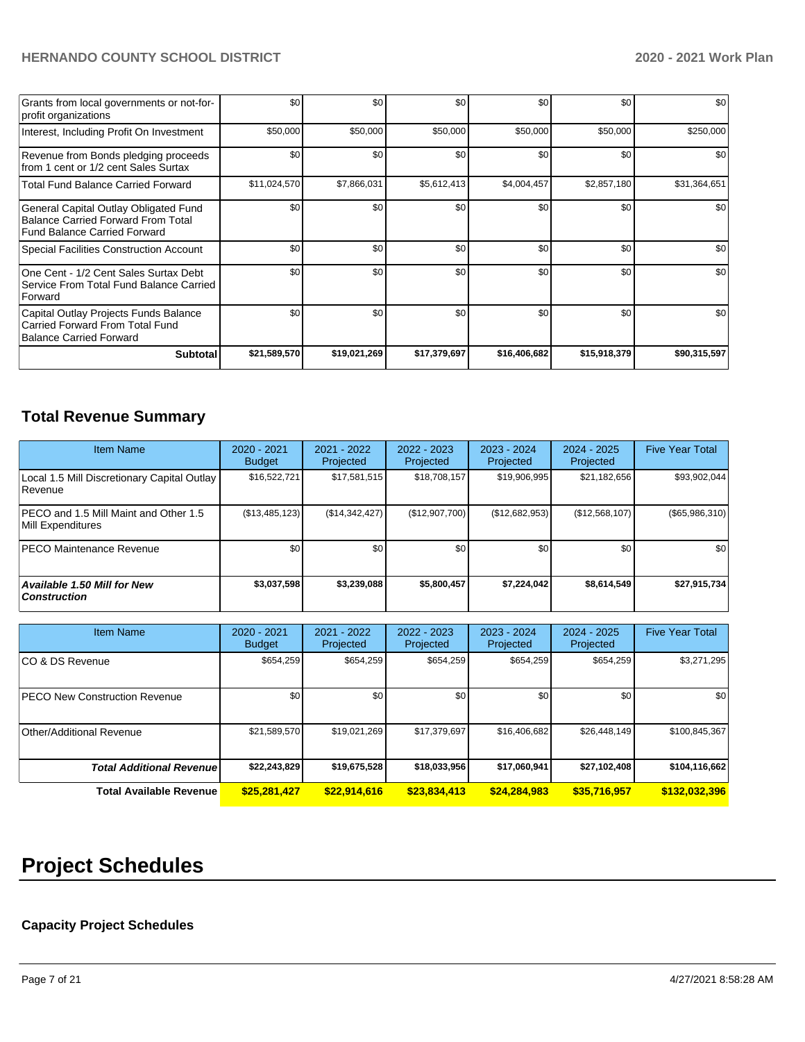| | | | | | | |
|---|---|---|---|---|---|---|
| Grants from local governments or not-for-profit organizations | $0 | $0 | $0 | $0 | $0 | $0 |
| Interest, Including Profit On Investment | $50,000 | $50,000 | $50,000 | $50,000 | $50,000 | $250,000 |
| Revenue from Bonds pledging proceeds from 1 cent or 1/2 cent Sales Surtax | $0 | $0 | $0 | $0 | $0 | $0 |
| Total Fund Balance Carried Forward | $11,024,570 | $7,866,031 | $5,612,413 | $4,004,457 | $2,857,180 | $31,364,651 |
| General Capital Outlay Obligated Fund Balance Carried Forward From Total Fund Balance Carried Forward | $0 | $0 | $0 | $0 | $0 | $0 |
| Special Facilities Construction Account | $0 | $0 | $0 | $0 | $0 | $0 |
| One Cent - 1/2 Cent Sales Surtax Debt Service From Total Fund Balance Carried Forward | $0 | $0 | $0 | $0 | $0 | $0 |
| Capital Outlay Projects Funds Balance Carried Forward From Total Fund Balance Carried Forward | $0 | $0 | $0 | $0 | $0 | $0 |
| **Subtotal** | **$21,589,570** | **$19,021,269** | **$17,379,697** | **$16,406,682** | **$15,918,379** | **$90,315,597** |

## Total Revenue Summary

| Item Name | 2020 - 2021 Budget | 2021 - 2022 Projected | 2022 - 2023 Projected | 2023 - 2024 Projected | 2024 - 2025 Projected | Five Year Total |
|---|---|---|---|---|---|---|
| Local 1.5 Mill Discretionary Capital Outlay Revenue | $16,522,721 | $17,581,515 | $18,708,157 | $19,906,995 | $21,182,656 | $93,902,044 |
| PECO and 1.5 Mill Maint and Other 1.5 Mill Expenditures | ($13,485,123) | ($14,342,427) | ($12,907,700) | ($12,682,953) | ($12,568,107) | ($65,986,310) |
| PECO Maintenance Revenue | $0 | $0 | $0 | $0 | $0 | $0 |
| ***Available 1.50 Mill for New Construction*** | **$3,037,598** | **$3,239,088** | **$5,800,457** | **$7,224,042** | **$8,614,549** | **$27,915,734** |

| Item Name | 2020 - 2021 Budget | 2021 - 2022 Projected | 2022 - 2023 Projected | 2023 - 2024 Projected | 2024 - 2025 Projected | Five Year Total |
|---|---|---|---|---|---|---|
| CO & DS Revenue | $654,259 | $654,259 | $654,259 | $654,259 | $654,259 | $3,271,295 |
| PECO New Construction Revenue | $0 | $0 | $0 | $0 | $0 | $0 |
| Other/Additional Revenue | $21,589,570 | $19,021,269 | $17,379,697 | $16,406,682 | $26,448,149 | $100,845,367 |
| ***Total Additional Revenue*** | **$22,243,829** | **$19,675,528** | **$18,033,956** | **$17,060,941** | **$27,102,408** | **$104,116,662** |
| **Total Available Revenue** | **$25,281,427** | **$22,914,616** | **$23,834,413** | **$24,284,983** | **$35,716,957** | **$132,032,396** |

# Project Schedules

### Capacity Project Schedules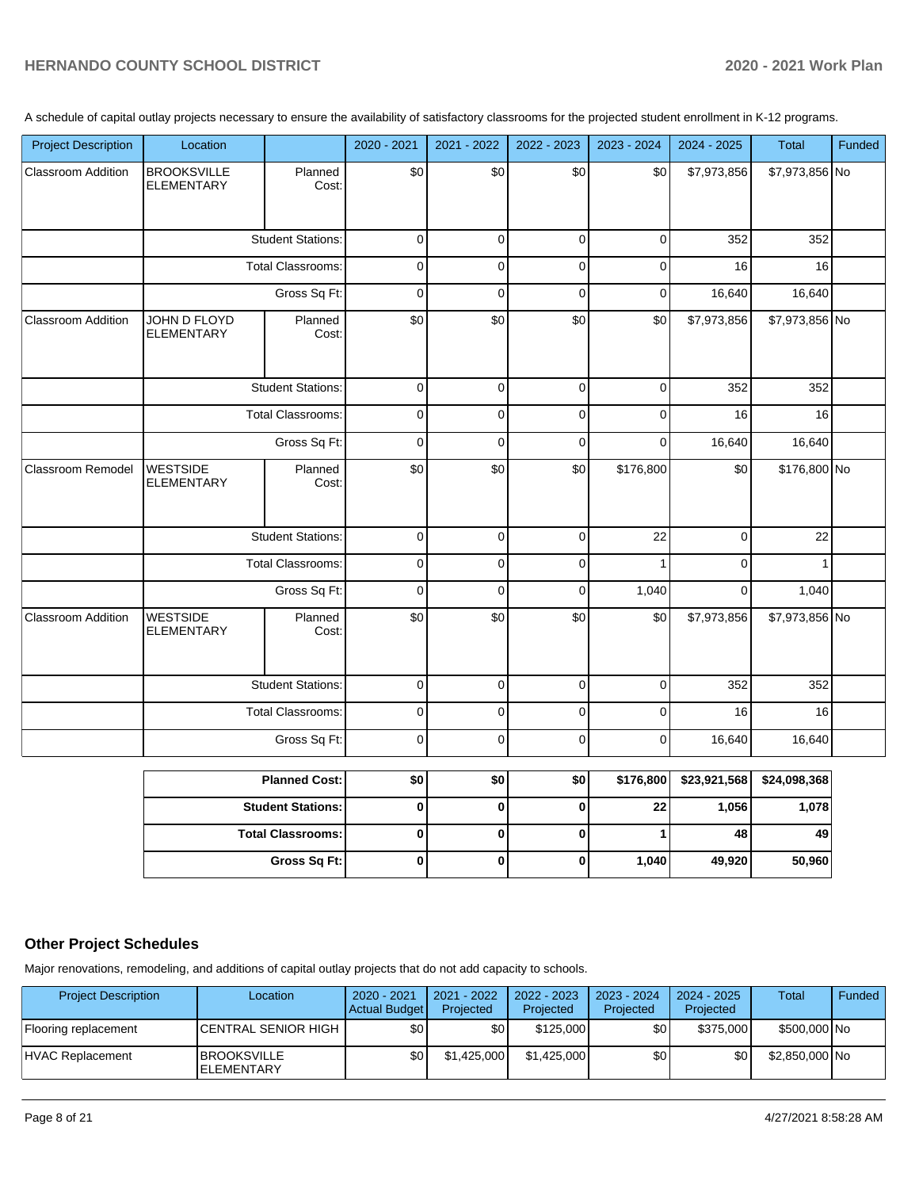A schedule of capital outlay projects necessary to ensure the availability of satisfactory classrooms for the projected student enrollment in K-12 programs.

| Project Description | Location | | 2020 - 2021 | 2021 - 2022 | 2022 - 2023 | 2023 - 2024 | 2024 - 2025 | Total | Funded |
|---|---|---|---|---|---|---|---|---|---|
| Classroom Addition | BROOKSVILLE ELEMENTARY | Planned Cost: | $0 | $0 | $0 | $0 | $7,973,856 | $7,973,856 | No |
| | | Student Stations: | 0 | 0 | 0 | 0 | 352 | 352 | |
| | | Total Classrooms: | 0 | 0 | 0 | 0 | 16 | 16 | |
| | | Gross Sq Ft: | 0 | 0 | 0 | 0 | 16,640 | 16,640 | |
| Classroom Addition | JOHN D FLOYD ELEMENTARY | Planned Cost: | $0 | $0 | $0 | $0 | $7,973,856 | $7,973,856 | No |
| | | Student Stations: | 0 | 0 | 0 | 0 | 352 | 352 | |
| | | Total Classrooms: | 0 | 0 | 0 | 0 | 16 | 16 | |
| | | Gross Sq Ft: | 0 | 0 | 0 | 0 | 16,640 | 16,640 | |
| Classroom Remodel | WESTSIDE ELEMENTARY | Planned Cost: | $0 | $0 | $0 | $176,800 | $0 | $176,800 | No |
| | | Student Stations: | 0 | 0 | 0 | 22 | 0 | 22 | |
| | | Total Classrooms: | 0 | 0 | 0 | 1 | 0 | 1 | |
| | | Gross Sq Ft: | 0 | 0 | 0 | 1,040 | 0 | 1,040 | |
| Classroom Addition | WESTSIDE ELEMENTARY | Planned Cost: | $0 | $0 | $0 | $0 | $7,973,856 | $7,973,856 | No |
| | | Student Stations: | 0 | 0 | 0 | 0 | 352 | 352 | |
| | | Total Classrooms: | 0 | 0 | 0 | 0 | 16 | 16 | |
| | | Gross Sq Ft: | 0 | 0 | 0 | 0 | 16,640 | 16,640 | |

| | 2020 - 2021 | 2021 - 2022 | 2022 - 2023 | 2023 - 2024 | 2024 - 2025 | Total |
|---|---|---|---|---|---|---|
| **Planned Cost:** | **$0** | **$0** | **$0** | **$176,800** | **$23,921,568** | **$24,098,368** |
| **Student Stations:** | **0** | **0** | **0** | **22** | **1,056** | **1,078** |
| **Total Classrooms:** | **0** | **0** | **0** | **1** | **48** | **49** |
| **Gross Sq Ft:** | **0** | **0** | **0** | **1,040** | **49,920** | **50,960** |

## Other Project Schedules

Major renovations, remodeling, and additions of capital outlay projects that do not add capacity to schools.

| Project Description | Location | 2020 - 2021 Actual Budget | 2021 - 2022 Projected | 2022 - 2023 Projected | 2023 - 2024 Projected | 2024 - 2025 Projected | Total | Funded |
|---|---|---|---|---|---|---|---|---|
| Flooring replacement | CENTRAL SENIOR HIGH | $0 | $0 | $125,000 | $0 | $375,000 | $500,000 | No |
| HVAC Replacement | BROOKSVILLE ELEMENTARY | $0 | $1,425,000 | $1,425,000 | $0 | $0 | $2,850,000 | No |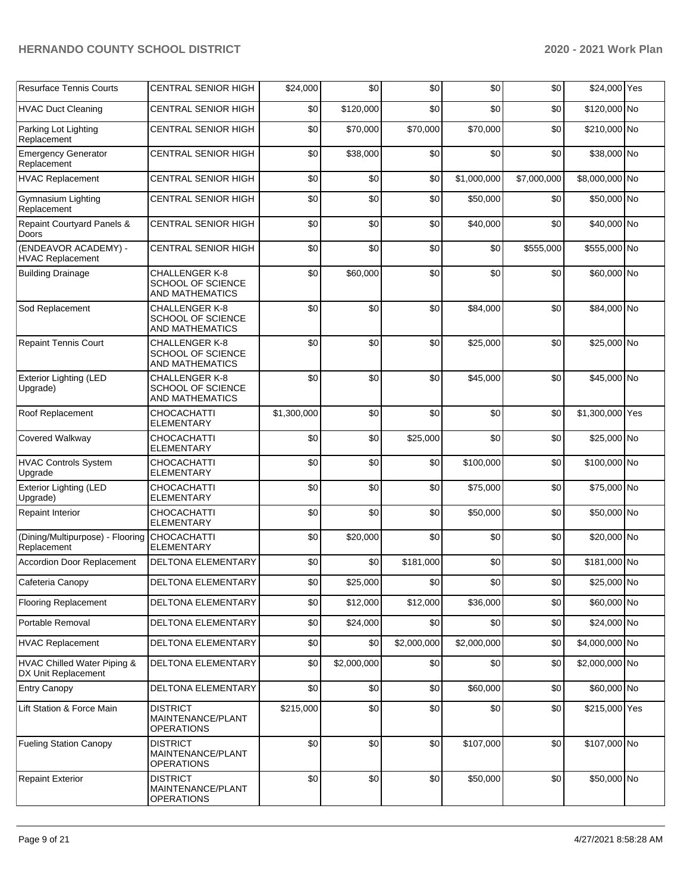| Resurface Tennis Courts | CENTRAL SENIOR HIGH | $24,000 | $0 | $0 | $0 | $0 | $24,000 | Yes |
|---|---|---|---|---|---|---|---|---|
| HVAC Duct Cleaning | CENTRAL SENIOR HIGH | $0 | $120,000 | $0 | $0 | $0 | $120,000 | No |
| Parking Lot Lighting Replacement | CENTRAL SENIOR HIGH | $0 | $70,000 | $70,000 | $70,000 | $0 | $210,000 | No |
| Emergency Generator Replacement | CENTRAL SENIOR HIGH | $0 | $38,000 | $0 | $0 | $0 | $38,000 | No |
| HVAC Replacement | CENTRAL SENIOR HIGH | $0 | $0 | $0 | $1,000,000 | $7,000,000 | $8,000,000 | No |
| Gymnasium Lighting Replacement | CENTRAL SENIOR HIGH | $0 | $0 | $0 | $50,000 | $0 | $50,000 | No |
| Repaint Courtyard Panels & Doors | CENTRAL SENIOR HIGH | $0 | $0 | $0 | $40,000 | $0 | $40,000 | No |
| (ENDEAVOR ACADEMY) - HVAC Replacement | CENTRAL SENIOR HIGH | $0 | $0 | $0 | $0 | $555,000 | $555,000 | No |
| Building Drainage | CHALLENGER K-8 SCHOOL OF SCIENCE AND MATHEMATICS | $0 | $60,000 | $0 | $0 | $0 | $60,000 | No |
| Sod Replacement | CHALLENGER K-8 SCHOOL OF SCIENCE AND MATHEMATICS | $0 | $0 | $0 | $84,000 | $0 | $84,000 | No |
| Repaint Tennis Court | CHALLENGER K-8 SCHOOL OF SCIENCE AND MATHEMATICS | $0 | $0 | $0 | $25,000 | $0 | $25,000 | No |
| Exterior Lighting (LED Upgrade) | CHALLENGER K-8 SCHOOL OF SCIENCE AND MATHEMATICS | $0 | $0 | $0 | $45,000 | $0 | $45,000 | No |
| Roof Replacement | CHOCACHATTI ELEMENTARY | $1,300,000 | $0 | $0 | $0 | $0 | $1,300,000 | Yes |
| Covered Walkway | CHOCACHATTI ELEMENTARY | $0 | $0 | $25,000 | $0 | $0 | $25,000 | No |
| HVAC Controls System Upgrade | CHOCACHATTI ELEMENTARY | $0 | $0 | $0 | $100,000 | $0 | $100,000 | No |
| Exterior Lighting (LED Upgrade) | CHOCACHATTI ELEMENTARY | $0 | $0 | $0 | $75,000 | $0 | $75,000 | No |
| Repaint Interior | CHOCACHATTI ELEMENTARY | $0 | $0 | $0 | $50,000 | $0 | $50,000 | No |
| (Dining/Multipurpose) - Flooring Replacement | CHOCACHATTI ELEMENTARY | $0 | $20,000 | $0 | $0 | $0 | $20,000 | No |
| Accordion Door Replacement | DELTONA ELEMENTARY | $0 | $0 | $181,000 | $0 | $0 | $181,000 | No |
| Cafeteria Canopy | DELTONA ELEMENTARY | $0 | $25,000 | $0 | $0 | $0 | $25,000 | No |
| Flooring Replacement | DELTONA ELEMENTARY | $0 | $12,000 | $12,000 | $36,000 | $0 | $60,000 | No |
| Portable Removal | DELTONA ELEMENTARY | $0 | $24,000 | $0 | $0 | $0 | $24,000 | No |
| HVAC Replacement | DELTONA ELEMENTARY | $0 | $0 | $2,000,000 | $2,000,000 | $0 | $4,000,000 | No |
| HVAC Chilled Water Piping & DX Unit Replacement | DELTONA ELEMENTARY | $0 | $2,000,000 | $0 | $0 | $0 | $2,000,000 | No |
| Entry Canopy | DELTONA ELEMENTARY | $0 | $0 | $0 | $60,000 | $0 | $60,000 | No |
| Lift Station & Force Main | DISTRICT MAINTENANCE/PLANT OPERATIONS | $215,000 | $0 | $0 | $0 | $0 | $215,000 | Yes |
| Fueling Station Canopy | DISTRICT MAINTENANCE/PLANT OPERATIONS | $0 | $0 | $0 | $107,000 | $0 | $107,000 | No |
| Repaint Exterior | DISTRICT MAINTENANCE/PLANT OPERATIONS | $0 | $0 | $0 | $50,000 | $0 | $50,000 | No |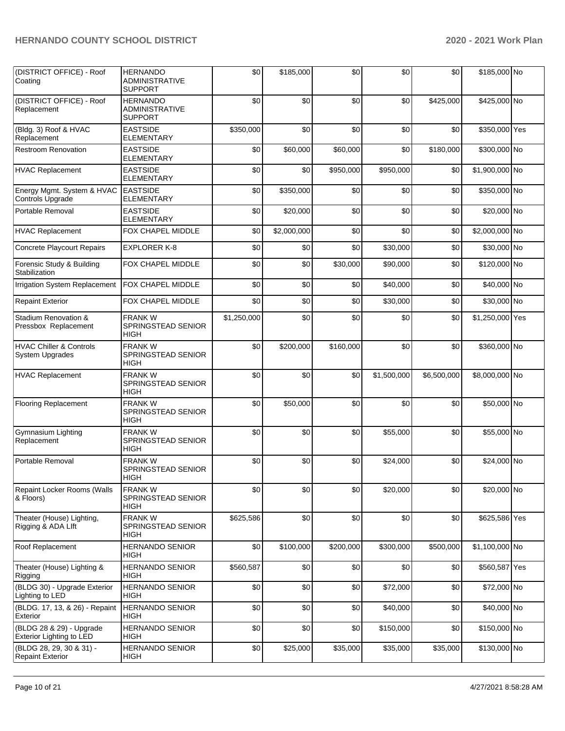| (DISTRICT OFFICE) - Roof Coating | HERNANDO ADMINISTRATIVE SUPPORT | $0 | $185,000 | $0 | $0 | $0 | $185,000 | No |
|---|---|---|---|---|---|---|---|---|
| (DISTRICT OFFICE) - Roof Replacement | HERNANDO ADMINISTRATIVE SUPPORT | $0 | $0 | $0 | $0 | $425,000 | $425,000 | No |
| (Bldg. 3) Roof & HVAC Replacement | EASTSIDE ELEMENTARY | $350,000 | $0 | $0 | $0 | $0 | $350,000 | Yes |
| Restroom Renovation | EASTSIDE ELEMENTARY | $0 | $60,000 | $60,000 | $0 | $180,000 | $300,000 | No |
| HVAC Replacement | EASTSIDE ELEMENTARY | $0 | $0 | $950,000 | $950,000 | $0 | $1,900,000 | No |
| Energy Mgmt. System & HVAC Controls Upgrade | EASTSIDE ELEMENTARY | $0 | $350,000 | $0 | $0 | $0 | $350,000 | No |
| Portable Removal | EASTSIDE ELEMENTARY | $0 | $20,000 | $0 | $0 | $0 | $20,000 | No |
| HVAC Replacement | FOX CHAPEL MIDDLE | $0 | $2,000,000 | $0 | $0 | $0 | $2,000,000 | No |
| Concrete Playcourt Repairs | EXPLORER K-8 | $0 | $0 | $0 | $30,000 | $0 | $30,000 | No |
| Forensic Study & Building Stabilization | FOX CHAPEL MIDDLE | $0 | $0 | $30,000 | $90,000 | $0 | $120,000 | No |
| Irrigation System Replacement | FOX CHAPEL MIDDLE | $0 | $0 | $0 | $40,000 | $0 | $40,000 | No |
| Repaint Exterior | FOX CHAPEL MIDDLE | $0 | $0 | $0 | $30,000 | $0 | $30,000 | No |
| Stadium Renovation & Pressbox Replacement | FRANK W SPRINGSTEAD SENIOR HIGH | $1,250,000 | $0 | $0 | $0 | $0 | $1,250,000 | Yes |
| HVAC Chiller & Controls System Upgrades | FRANK W SPRINGSTEAD SENIOR HIGH | $0 | $200,000 | $160,000 | $0 | $0 | $360,000 | No |
| HVAC Replacement | FRANK W SPRINGSTEAD SENIOR HIGH | $0 | $0 | $0 | $1,500,000 | $6,500,000 | $8,000,000 | No |
| Flooring Replacement | FRANK W SPRINGSTEAD SENIOR HIGH | $0 | $50,000 | $0 | $0 | $0 | $50,000 | No |
| Gymnasium Lighting Replacement | FRANK W SPRINGSTEAD SENIOR HIGH | $0 | $0 | $0 | $55,000 | $0 | $55,000 | No |
| Portable Removal | FRANK W SPRINGSTEAD SENIOR HIGH | $0 | $0 | $0 | $24,000 | $0 | $24,000 | No |
| Repaint Locker Rooms (Walls & Floors) | FRANK W SPRINGSTEAD SENIOR HIGH | $0 | $0 | $0 | $20,000 | $0 | $20,000 | No |
| Theater (House) Lighting, Rigging & ADA LIft | FRANK W SPRINGSTEAD SENIOR HIGH | $625,586 | $0 | $0 | $0 | $0 | $625,586 | Yes |
| Roof Replacement | HERNANDO SENIOR HIGH | $0 | $100,000 | $200,000 | $300,000 | $500,000 | $1,100,000 | No |
| Theater (House) Lighting & Rigging | HERNANDO SENIOR HIGH | $560,587 | $0 | $0 | $0 | $0 | $560,587 | Yes |
| (BLDG 30) - Upgrade Exterior Lighting to LED | HERNANDO SENIOR HIGH | $0 | $0 | $0 | $72,000 | $0 | $72,000 | No |
| (BLDG. 17, 13, & 26) - Repaint Exterior | HERNANDO SENIOR HIGH | $0 | $0 | $0 | $40,000 | $0 | $40,000 | No |
| (BLDG 28 & 29) - Upgrade Exterior Lighting to LED | HERNANDO SENIOR HIGH | $0 | $0 | $0 | $150,000 | $0 | $150,000 | No |
| (BLDG 28, 29, 30 & 31) - Repaint Exterior | HERNANDO SENIOR HIGH | $0 | $25,000 | $35,000 | $35,000 | $35,000 | $130,000 | No |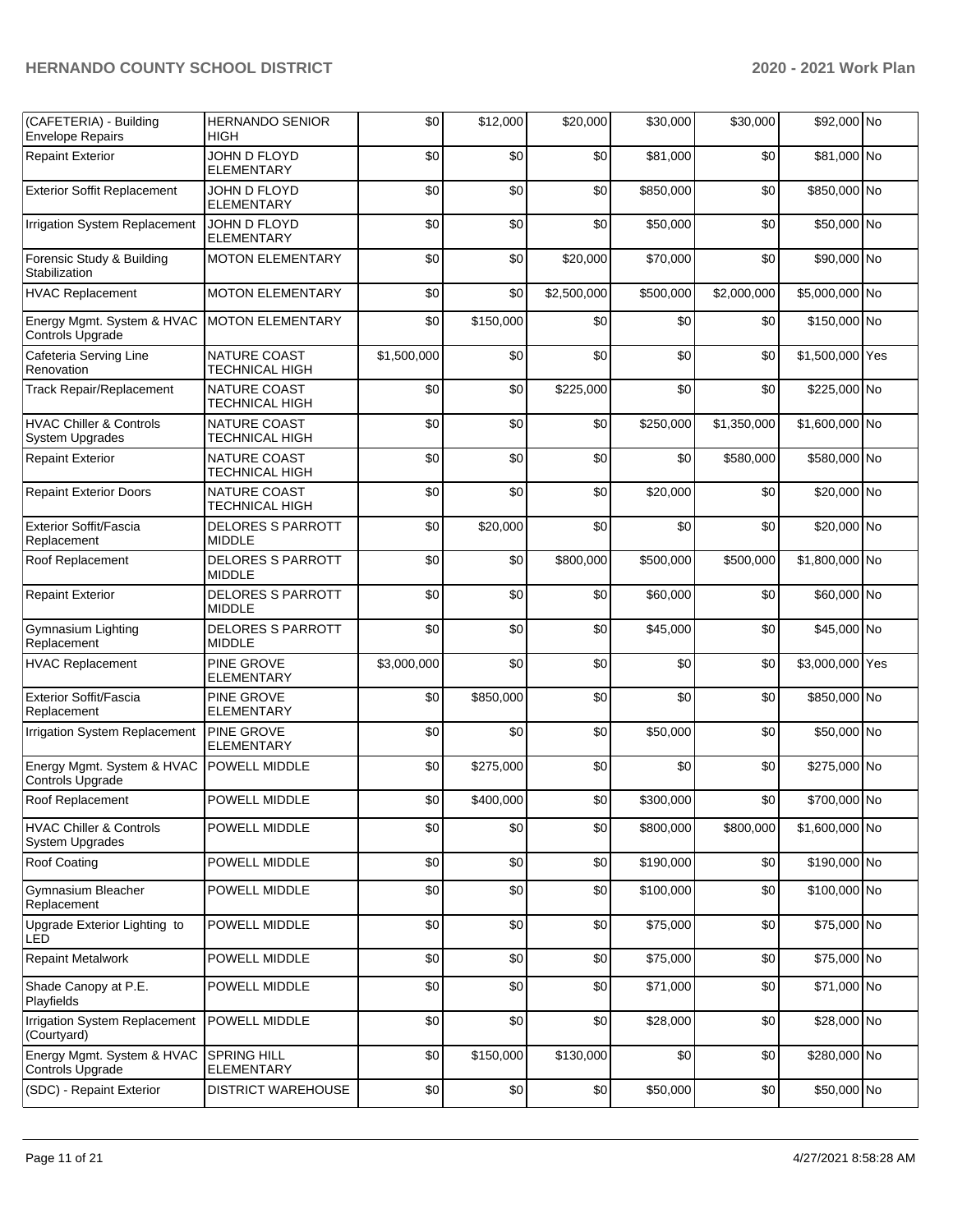| | | | | | | | | |
|---|---|---|---|---|---|---|---|---|
| (CAFETERIA) - Building Envelope Repairs | HERNANDO SENIOR HIGH | $0 | $12,000 | $20,000 | $30,000 | $30,000 | $92,000 | No |
| Repaint Exterior | JOHN D FLOYD ELEMENTARY | $0 | $0 | $0 | $81,000 | $0 | $81,000 | No |
| Exterior Soffit Replacement | JOHN D FLOYD ELEMENTARY | $0 | $0 | $0 | $850,000 | $0 | $850,000 | No |
| Irrigation System Replacement | JOHN D FLOYD ELEMENTARY | $0 | $0 | $0 | $50,000 | $0 | $50,000 | No |
| Forensic Study & Building Stabilization | MOTON ELEMENTARY | $0 | $0 | $20,000 | $70,000 | $0 | $90,000 | No |
| HVAC Replacement | MOTON ELEMENTARY | $0 | $0 | $2,500,000 | $500,000 | $2,000,000 | $5,000,000 | No |
| Energy Mgmt. System & HVAC Controls Upgrade | MOTON ELEMENTARY | $0 | $150,000 | $0 | $0 | $0 | $150,000 | No |
| Cafeteria Serving Line Renovation | NATURE COAST TECHNICAL HIGH | $1,500,000 | $0 | $0 | $0 | $0 | $1,500,000 | Yes |
| Track Repair/Replacement | NATURE COAST TECHNICAL HIGH | $0 | $0 | $225,000 | $0 | $0 | $225,000 | No |
| HVAC Chiller & Controls System Upgrades | NATURE COAST TECHNICAL HIGH | $0 | $0 | $0 | $250,000 | $1,350,000 | $1,600,000 | No |
| Repaint Exterior | NATURE COAST TECHNICAL HIGH | $0 | $0 | $0 | $0 | $580,000 | $580,000 | No |
| Repaint Exterior Doors | NATURE COAST TECHNICAL HIGH | $0 | $0 | $0 | $20,000 | $0 | $20,000 | No |
| Exterior Soffit/Fascia Replacement | DELORES S PARROTT MIDDLE | $0 | $20,000 | $0 | $0 | $0 | $20,000 | No |
| Roof Replacement | DELORES S PARROTT MIDDLE | $0 | $0 | $800,000 | $500,000 | $500,000 | $1,800,000 | No |
| Repaint Exterior | DELORES S PARROTT MIDDLE | $0 | $0 | $0 | $60,000 | $0 | $60,000 | No |
| Gymnasium Lighting Replacement | DELORES S PARROTT MIDDLE | $0 | $0 | $0 | $45,000 | $0 | $45,000 | No |
| HVAC Replacement | PINE GROVE ELEMENTARY | $3,000,000 | $0 | $0 | $0 | $0 | $3,000,000 | Yes |
| Exterior Soffit/Fascia Replacement | PINE GROVE ELEMENTARY | $0 | $850,000 | $0 | $0 | $0 | $850,000 | No |
| Irrigation System Replacement | PINE GROVE ELEMENTARY | $0 | $0 | $0 | $50,000 | $0 | $50,000 | No |
| Energy Mgmt. System & HVAC Controls Upgrade | POWELL MIDDLE | $0 | $275,000 | $0 | $0 | $0 | $275,000 | No |
| Roof Replacement | POWELL MIDDLE | $0 | $400,000 | $0 | $300,000 | $0 | $700,000 | No |
| HVAC Chiller & Controls System Upgrades | POWELL MIDDLE | $0 | $0 | $0 | $800,000 | $800,000 | $1,600,000 | No |
| Roof Coating | POWELL MIDDLE | $0 | $0 | $0 | $190,000 | $0 | $190,000 | No |
| Gymnasium Bleacher Replacement | POWELL MIDDLE | $0 | $0 | $0 | $100,000 | $0 | $100,000 | No |
| Upgrade Exterior Lighting to LED | POWELL MIDDLE | $0 | $0 | $0 | $75,000 | $0 | $75,000 | No |
| Repaint Metalwork | POWELL MIDDLE | $0 | $0 | $0 | $75,000 | $0 | $75,000 | No |
| Shade Canopy at P.E. Playfields | POWELL MIDDLE | $0 | $0 | $0 | $71,000 | $0 | $71,000 | No |
| Irrigation System Replacement (Courtyard) | POWELL MIDDLE | $0 | $0 | $0 | $28,000 | $0 | $28,000 | No |
| Energy Mgmt. System & HVAC Controls Upgrade | SPRING HILL ELEMENTARY | $0 | $150,000 | $130,000 | $0 | $0 | $280,000 | No |
| (SDC) - Repaint Exterior | DISTRICT WAREHOUSE | $0 | $0 | $0 | $50,000 | $0 | $50,000 | No |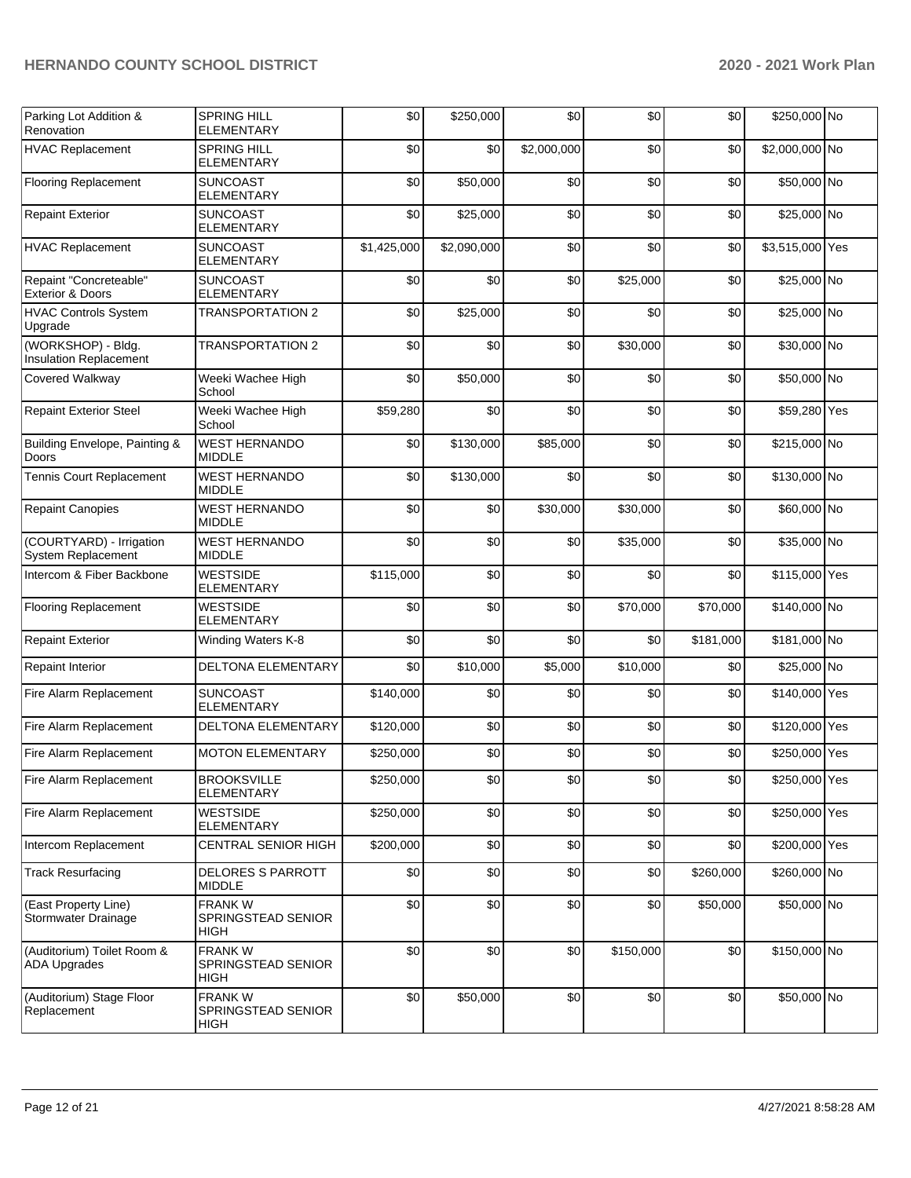| Parking Lot Addition & Renovation | SPRING HILL ELEMENTARY | $0 | $250,000 | $0 | $0 | $0 | $250,000 | No |
|---|---|---|---|---|---|---|---|---|
| HVAC Replacement | SPRING HILL ELEMENTARY | $0 | $0 | $2,000,000 | $0 | $0 | $2,000,000 | No |
| Flooring Replacement | SUNCOAST ELEMENTARY | $0 | $50,000 | $0 | $0 | $0 | $50,000 | No |
| Repaint Exterior | SUNCOAST ELEMENTARY | $0 | $25,000 | $0 | $0 | $0 | $25,000 | No |
| HVAC Replacement | SUNCOAST ELEMENTARY | $1,425,000 | $2,090,000 | $0 | $0 | $0 | $3,515,000 | Yes |
| Repaint "Concreteable" Exterior & Doors | SUNCOAST ELEMENTARY | $0 | $0 | $0 | $25,000 | $0 | $25,000 | No |
| HVAC Controls System Upgrade | TRANSPORTATION 2 | $0 | $25,000 | $0 | $0 | $0 | $25,000 | No |
| (WORKSHOP) - Bldg. Insulation Replacement | TRANSPORTATION 2 | $0 | $0 | $0 | $30,000 | $0 | $30,000 | No |
| Covered Walkway | Weeki Wachee High School | $0 | $50,000 | $0 | $0 | $0 | $50,000 | No |
| Repaint Exterior Steel | Weeki Wachee High School | $59,280 | $0 | $0 | $0 | $0 | $59,280 | Yes |
| Building Envelope, Painting & Doors | WEST HERNANDO MIDDLE | $0 | $130,000 | $85,000 | $0 | $0 | $215,000 | No |
| Tennis Court Replacement | WEST HERNANDO MIDDLE | $0 | $130,000 | $0 | $0 | $0 | $130,000 | No |
| Repaint Canopies | WEST HERNANDO MIDDLE | $0 | $0 | $30,000 | $30,000 | $0 | $60,000 | No |
| (COURTYARD) - Irrigation System Replacement | WEST HERNANDO MIDDLE | $0 | $0 | $0 | $35,000 | $0 | $35,000 | No |
| Intercom & Fiber Backbone | WESTSIDE ELEMENTARY | $115,000 | $0 | $0 | $0 | $0 | $115,000 | Yes |
| Flooring Replacement | WESTSIDE ELEMENTARY | $0 | $0 | $0 | $70,000 | $70,000 | $140,000 | No |
| Repaint Exterior | Winding Waters K-8 | $0 | $0 | $0 | $0 | $181,000 | $181,000 | No |
| Repaint Interior | DELTONA ELEMENTARY | $0 | $10,000 | $5,000 | $10,000 | $0 | $25,000 | No |
| Fire Alarm Replacement | SUNCOAST ELEMENTARY | $140,000 | $0 | $0 | $0 | $0 | $140,000 | Yes |
| Fire Alarm Replacement | DELTONA ELEMENTARY | $120,000 | $0 | $0 | $0 | $0 | $120,000 | Yes |
| Fire Alarm Replacement | MOTON ELEMENTARY | $250,000 | $0 | $0 | $0 | $0 | $250,000 | Yes |
| Fire Alarm Replacement | BROOKSVILLE ELEMENTARY | $250,000 | $0 | $0 | $0 | $0 | $250,000 | Yes |
| Fire Alarm Replacement | WESTSIDE ELEMENTARY | $250,000 | $0 | $0 | $0 | $0 | $250,000 | Yes |
| Intercom Replacement | CENTRAL SENIOR HIGH | $200,000 | $0 | $0 | $0 | $0 | $200,000 | Yes |
| Track Resurfacing | DELORES S PARROTT MIDDLE | $0 | $0 | $0 | $0 | $260,000 | $260,000 | No |
| (East Property Line) Stormwater Drainage | FRANK W SPRINGSTEAD SENIOR HIGH | $0 | $0 | $0 | $0 | $50,000 | $50,000 | No |
| (Auditorium) Toilet Room & ADA Upgrades | FRANK W SPRINGSTEAD SENIOR HIGH | $0 | $0 | $0 | $150,000 | $0 | $150,000 | No |
| (Auditorium) Stage Floor Replacement | FRANK W SPRINGSTEAD SENIOR HIGH | $0 | $50,000 | $0 | $0 | $0 | $50,000 | No |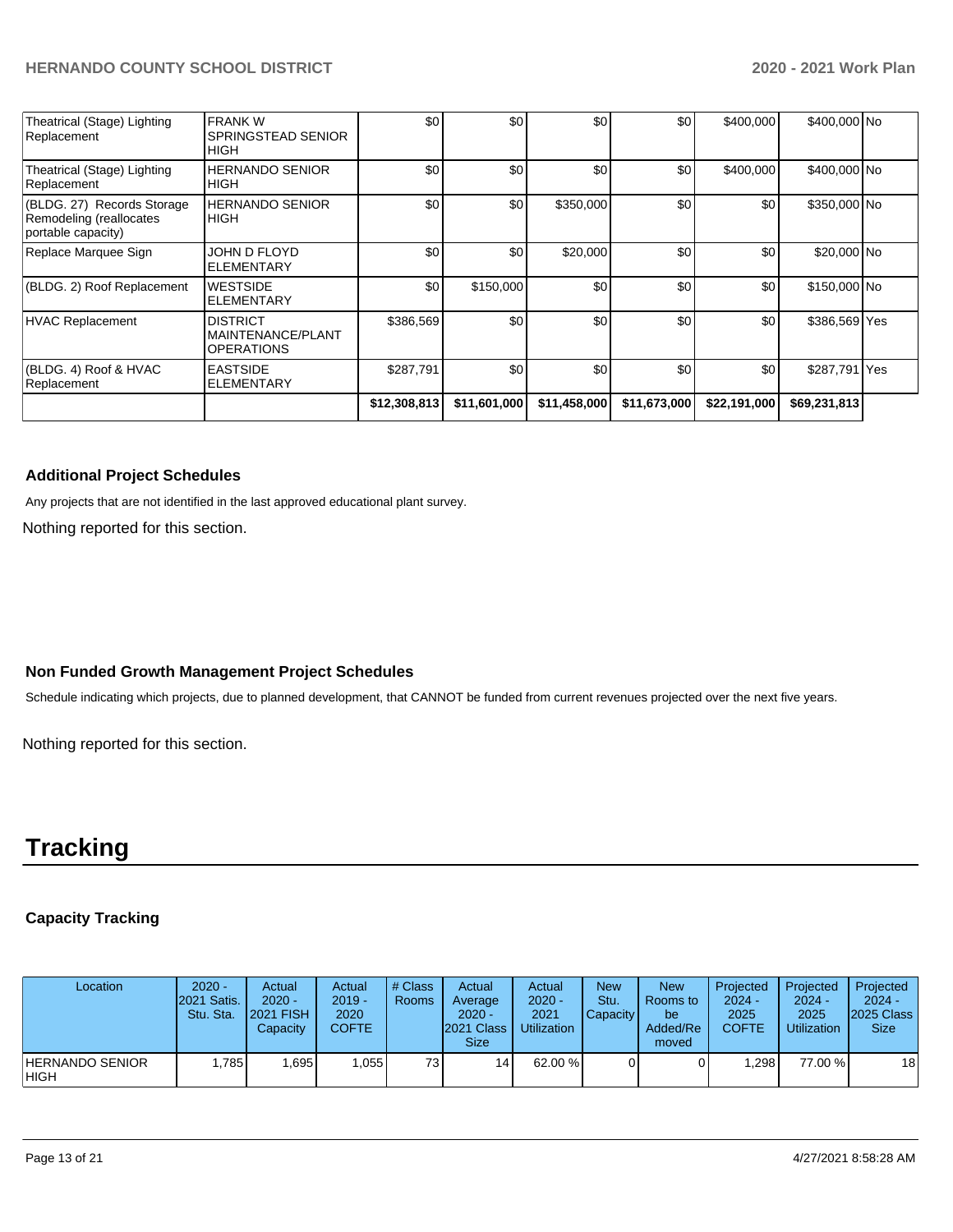| | | | | | | | | |
|---|---|---|---|---|---|---|---|---|
| Theatrical (Stage) Lighting Replacement | FRANK W SPRINGSTEAD SENIOR HIGH | $0 | $0 | $0 | $0 | $400,000 | $400,000 | No |
| Theatrical (Stage) Lighting Replacement | HERNANDO SENIOR HIGH | $0 | $0 | $0 | $0 | $400,000 | $400,000 | No |
| (BLDG. 27) Records Storage Remodeling (reallocates portable capacity) | HERNANDO SENIOR HIGH | $0 | $0 | $350,000 | $0 | $0 | $350,000 | No |
| Replace Marquee Sign | JOHN D FLOYD ELEMENTARY | $0 | $0 | $20,000 | $0 | $0 | $20,000 | No |
| (BLDG. 2) Roof Replacement | WESTSIDE ELEMENTARY | $0 | $150,000 | $0 | $0 | $0 | $150,000 | No |
| HVAC Replacement | DISTRICT MAINTENANCE/PLANT OPERATIONS | $386,569 | $0 | $0 | $0 | $0 | $386,569 | Yes |
| (BLDG. 4) Roof & HVAC Replacement | EASTSIDE ELEMENTARY | $287,791 | $0 | $0 | $0 | $0 | $287,791 | Yes |
| | | $12,308,813 | $11,601,000 | $11,458,000 | $11,673,000 | $22,191,000 | $69,231,813 | |

### Additional Project Schedules

Any projects that are not identified in the last approved educational plant survey.

Nothing reported for this section.

### Non Funded Growth Management Project Schedules

Schedule indicating which projects, due to planned development, that CANNOT be funded from current revenues projected over the next five years.

Nothing reported for this section.

# Tracking

### Capacity Tracking

| Location | 2020 - 2021 Satis. Stu. Sta. | Actual 2020 - 2021 FISH Capacity | Actual 2019 - 2020 COFTE | # Class Rooms | Actual Average 2020 - 2021 Class Size | Actual 2020 - 2021 Utilization | New Stu. Capacity | New Rooms to be Added/Removed | Projected 2024 - 2025 COFTE | Projected 2024 - 2025 Utilization | Projected 2024 - 2025 Class Size |
|---|---|---|---|---|---|---|---|---|---|---|---|
| HERNANDO SENIOR HIGH | 1,785 | 1,695 | 1,055 | 73 | 14 | 62.00 % | 0 | 0 | 1,298 | 77.00 % | 18 |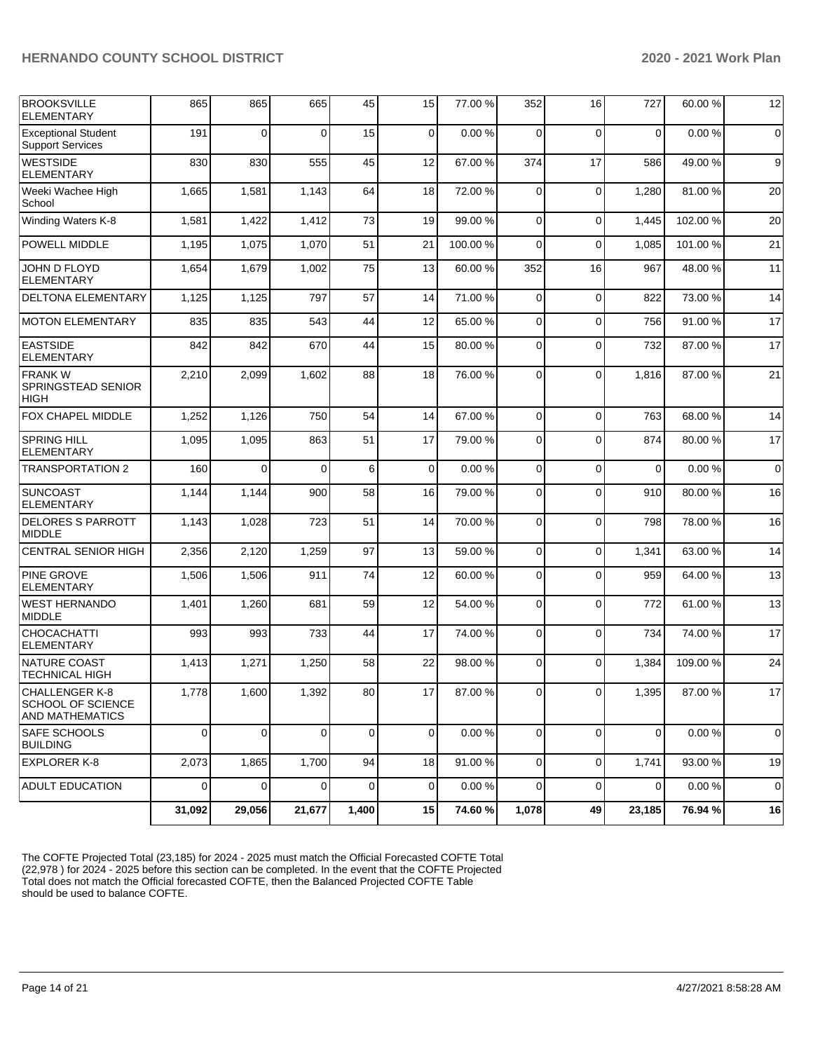| | | | | | | | | | | | |
|---|---|---|---|---|---|---|---|---|---|---|---|
| BROOKSVILLE ELEMENTARY | 865 | 865 | 665 | 45 | 15 | 77.00 % | 352 | 16 | 727 | 60.00 % | 12 |
| Exceptional Student Support Services | 191 | 0 | 0 | 15 | 0 | 0.00 % | 0 | 0 | 0 | 0.00 % | 0 |
| WESTSIDE ELEMENTARY | 830 | 830 | 555 | 45 | 12 | 67.00 % | 374 | 17 | 586 | 49.00 % | 9 |
| Weeki Wachee High School | 1,665 | 1,581 | 1,143 | 64 | 18 | 72.00 % | 0 | 0 | 1,280 | 81.00 % | 20 |
| Winding Waters K-8 | 1,581 | 1,422 | 1,412 | 73 | 19 | 99.00 % | 0 | 0 | 1,445 | 102.00 % | 20 |
| POWELL MIDDLE | 1,195 | 1,075 | 1,070 | 51 | 21 | 100.00 % | 0 | 0 | 1,085 | 101.00 % | 21 |
| JOHN D FLOYD ELEMENTARY | 1,654 | 1,679 | 1,002 | 75 | 13 | 60.00 % | 352 | 16 | 967 | 48.00 % | 11 |
| DELTONA ELEMENTARY | 1,125 | 1,125 | 797 | 57 | 14 | 71.00 % | 0 | 0 | 822 | 73.00 % | 14 |
| MOTON ELEMENTARY | 835 | 835 | 543 | 44 | 12 | 65.00 % | 0 | 0 | 756 | 91.00 % | 17 |
| EASTSIDE ELEMENTARY | 842 | 842 | 670 | 44 | 15 | 80.00 % | 0 | 0 | 732 | 87.00 % | 17 |
| FRANK W SPRINGSTEAD SENIOR HIGH | 2,210 | 2,099 | 1,602 | 88 | 18 | 76.00 % | 0 | 0 | 1,816 | 87.00 % | 21 |
| FOX CHAPEL MIDDLE | 1,252 | 1,126 | 750 | 54 | 14 | 67.00 % | 0 | 0 | 763 | 68.00 % | 14 |
| SPRING HILL ELEMENTARY | 1,095 | 1,095 | 863 | 51 | 17 | 79.00 % | 0 | 0 | 874 | 80.00 % | 17 |
| TRANSPORTATION 2 | 160 | 0 | 0 | 6 | 0 | 0.00 % | 0 | 0 | 0 | 0.00 % | 0 |
| SUNCOAST ELEMENTARY | 1,144 | 1,144 | 900 | 58 | 16 | 79.00 % | 0 | 0 | 910 | 80.00 % | 16 |
| DELORES S PARROTT MIDDLE | 1,143 | 1,028 | 723 | 51 | 14 | 70.00 % | 0 | 0 | 798 | 78.00 % | 16 |
| CENTRAL SENIOR HIGH | 2,356 | 2,120 | 1,259 | 97 | 13 | 59.00 % | 0 | 0 | 1,341 | 63.00 % | 14 |
| PINE GROVE ELEMENTARY | 1,506 | 1,506 | 911 | 74 | 12 | 60.00 % | 0 | 0 | 959 | 64.00 % | 13 |
| WEST HERNANDO MIDDLE | 1,401 | 1,260 | 681 | 59 | 12 | 54.00 % | 0 | 0 | 772 | 61.00 % | 13 |
| CHOCACHATTI ELEMENTARY | 993 | 993 | 733 | 44 | 17 | 74.00 % | 0 | 0 | 734 | 74.00 % | 17 |
| NATURE COAST TECHNICAL HIGH | 1,413 | 1,271 | 1,250 | 58 | 22 | 98.00 % | 0 | 0 | 1,384 | 109.00 % | 24 |
| CHALLENGER K-8 SCHOOL OF SCIENCE AND MATHEMATICS | 1,778 | 1,600 | 1,392 | 80 | 17 | 87.00 % | 0 | 0 | 1,395 | 87.00 % | 17 |
| SAFE SCHOOLS BUILDING | 0 | 0 | 0 | 0 | 0 | 0.00 % | 0 | 0 | 0 | 0.00 % | 0 |
| EXPLORER K-8 | 2,073 | 1,865 | 1,700 | 94 | 18 | 91.00 % | 0 | 0 | 1,741 | 93.00 % | 19 |
| ADULT EDUCATION | 0 | 0 | 0 | 0 | 0 | 0.00 % | 0 | 0 | 0 | 0.00 % | 0 |
| | **31,092** | **29,056** | **21,677** | **1,400** | **15** | **74.60 %** | **1,078** | **49** | **23,185** | **76.94 %** | **16** |

The COFTE Projected Total (23,185) for 2024 - 2025 must match the Official Forecasted COFTE Total (22,978 ) for 2024 - 2025 before this section can be completed. In the event that the COFTE Projected Total does not match the Official forecasted COFTE, then the Balanced Projected COFTE Table should be used to balance COFTE.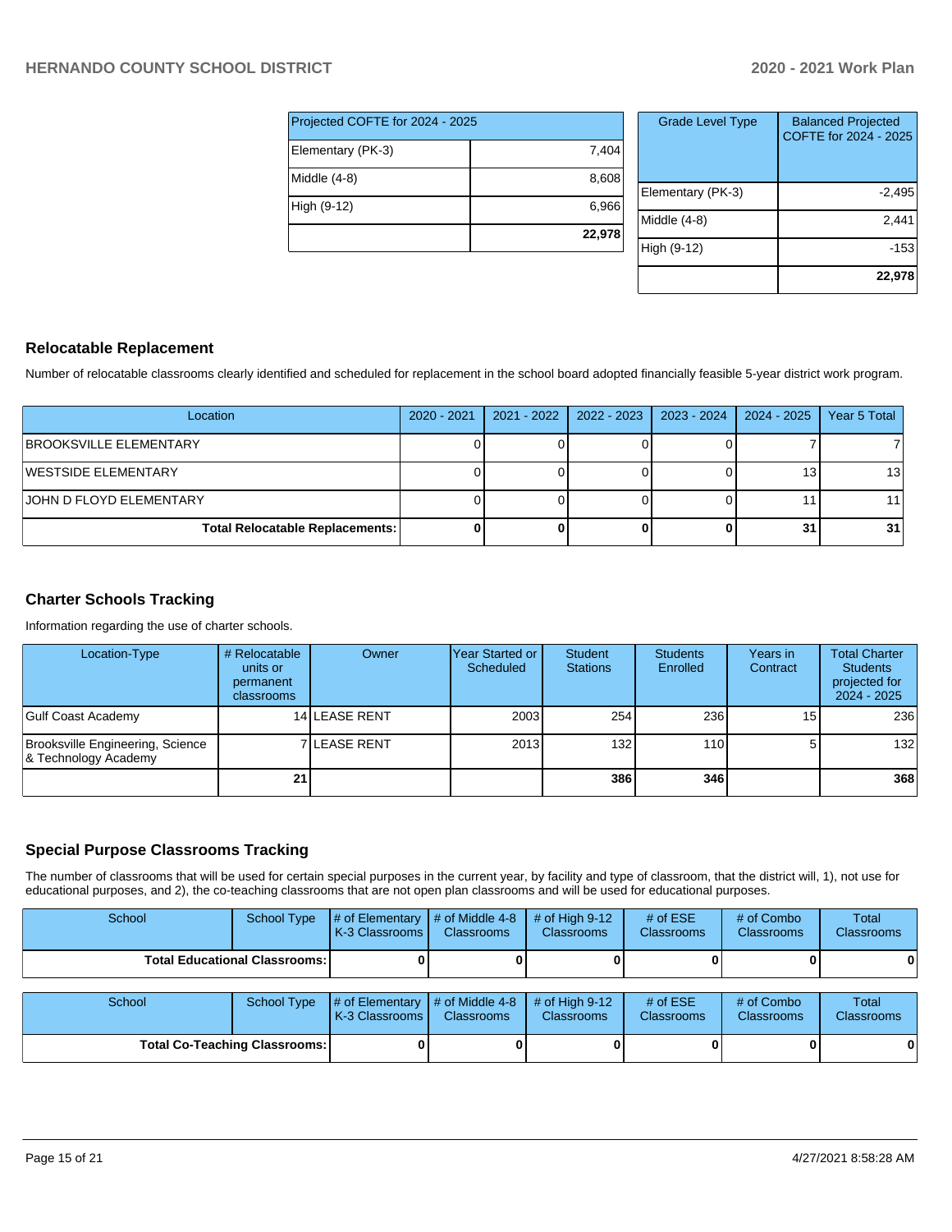| Projected COFTE for 2024 - 2025 | |
|---|---|
| Elementary (PK-3) | 7,404 |
| Middle (4-8) | 8,608 |
| High (9-12) | 6,966 |
| | **22,978** |

| Grade Level Type | Balanced Projected COFTE for 2024 - 2025 |
|---|---|
| Elementary (PK-3) | -2,495 |
| Middle (4-8) | 2,441 |
| High (9-12) | -153 |
| | **22,978** |

## Relocatable Replacement

Number of relocatable classrooms clearly identified and scheduled for replacement in the school board adopted financially feasible 5-year district work program.

| Location | 2020 - 2021 | 2021 - 2022 | 2022 - 2023 | 2023 - 2024 | 2024 - 2025 | Year 5 Total |
|---|---|---|---|---|---|---|
| BROOKSVILLE ELEMENTARY | 0 | 0 | 0 | 0 | 7 | 7 |
| WESTSIDE ELEMENTARY | 0 | 0 | 0 | 0 | 13 | 13 |
| JOHN D FLOYD ELEMENTARY | 0 | 0 | 0 | 0 | 11 | 11 |
| **Total Relocatable Replacements:** | **0** | **0** | **0** | **0** | **31** | **31** |

## Charter Schools Tracking

Information regarding the use of charter schools.

| Location-Type | # Relocatable units or permanent classrooms | Owner | Year Started or Scheduled | Student Stations | Students Enrolled | Years in Contract | Total Charter Students projected for 2024 - 2025 |
|---|---|---|---|---|---|---|---|
| Gulf Coast Academy | 14 | LEASE RENT | 2003 | 254 | 236 | 15 | 236 |
| Brooksville Engineering, Science & Technology Academy | 7 | LEASE RENT | 2013 | 132 | 110 | 5 | 132 |
| | **21** | | | **386** | **346** | | **368** |

## Special Purpose Classrooms Tracking

The number of classrooms that will be used for certain special purposes in the current year, by facility and type of classroom, that the district will, 1), not use for educational purposes, and 2), the co-teaching classrooms that are not open plan classrooms and will be used for educational purposes.

| School | School Type | # of Elementary K-3 Classrooms | # of Middle 4-8 Classrooms | # of High 9-12 Classrooms | # of ESE Classrooms | # of Combo Classrooms | Total Classrooms |
|---|---|---|---|---|---|---|---|
| **Total Educational Classrooms:** | | **0** | **0** | **0** | **0** | **0** | **0** |

| School | School Type | # of Elementary K-3 Classrooms | # of Middle 4-8 Classrooms | # of High 9-12 Classrooms | # of ESE Classrooms | # of Combo Classrooms | Total Classrooms |
|---|---|---|---|---|---|---|---|
| **Total Co-Teaching Classrooms:** | | **0** | **0** | **0** | **0** | **0** | **0** |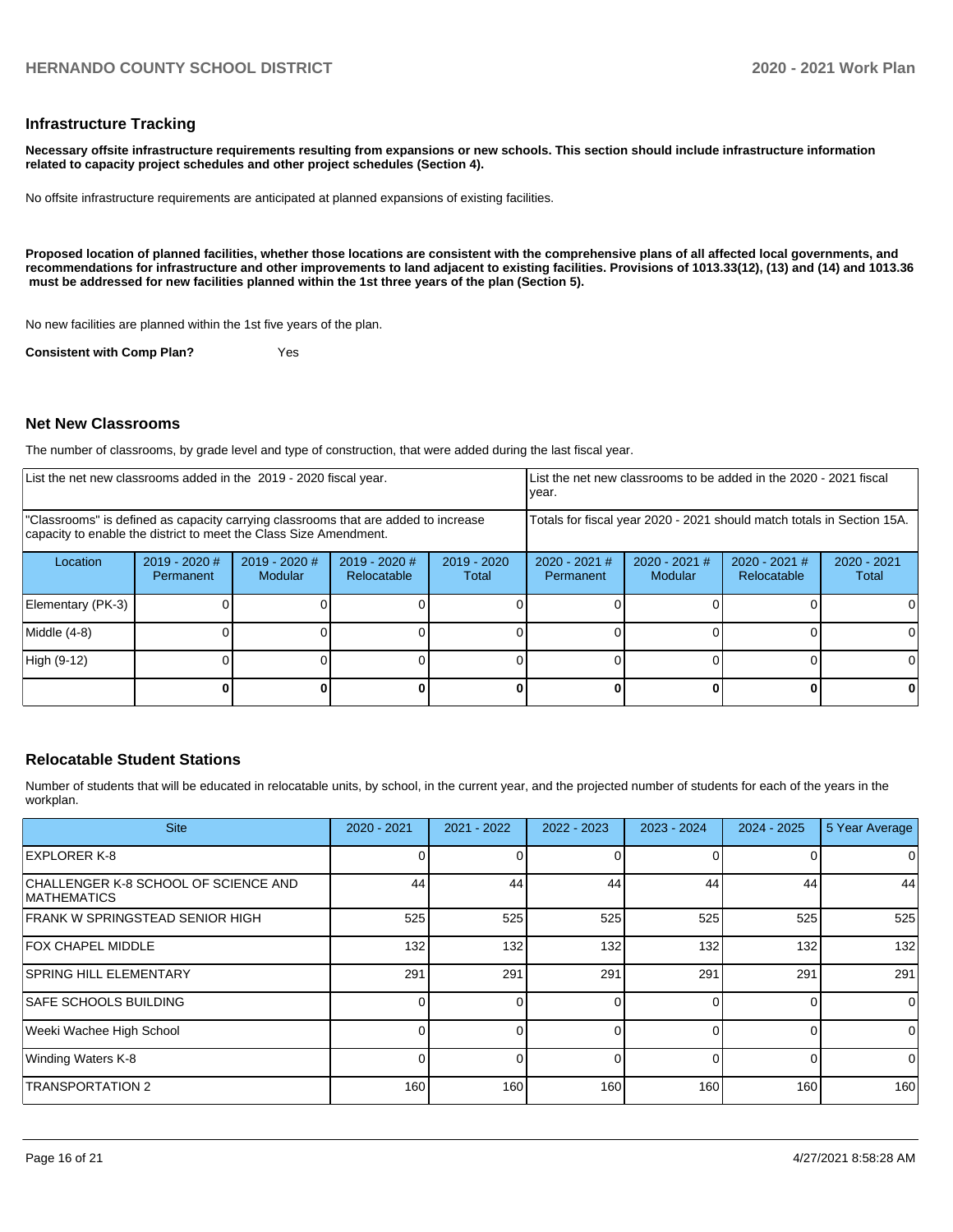## Infrastructure Tracking

**Necessary offsite infrastructure requirements resulting from expansions or new schools. This section should include infrastructure information related to capacity project schedules and other project schedules (Section 4).**

No offsite infrastructure requirements are anticipated at planned expansions of existing facilities.

**Proposed location of planned facilities, whether those locations are consistent with the comprehensive plans of all affected local governments, and recommendations for infrastructure and other improvements to land adjacent to existing facilities. Provisions of 1013.33(12), (13) and (14) and 1013.36 must be addressed for new facilities planned within the 1st three years of the plan (Section 5).**

No new facilities are planned within the 1st five years of the plan.

**Consistent with Comp Plan?** Yes

## Net New Classrooms

The number of classrooms, by grade level and type of construction, that were added during the last fiscal year.

| List the net new classrooms added in the 2019 - 2020 fiscal year. | | | | | List the net new classrooms to be added in the 2020 - 2021 fiscal year. | | | |
|---|---|---|---|---|---|---|---|---|
| "Classrooms" is defined as capacity carrying classrooms that are added to increase capacity to enable the district to meet the Class Size Amendment. | | | | | Totals for fiscal year 2020 - 2021 should match totals in Section 15A. | | | |
| Location | 2019 - 2020 # Permanent | 2019 - 2020 # Modular | 2019 - 2020 # Relocatable | 2019 - 2020 Total | 2020 - 2021 # Permanent | 2020 - 2021 # Modular | 2020 - 2021 # Relocatable | 2020 - 2021 Total |
| Elementary (PK-3) | 0 | 0 | 0 | 0 | 0 | 0 | 0 | 0 |
| Middle (4-8) | 0 | 0 | 0 | 0 | 0 | 0 | 0 | 0 |
| High (9-12) | 0 | 0 | 0 | 0 | 0 | 0 | 0 | 0 |
| | **0** | **0** | **0** | **0** | **0** | **0** | **0** | **0** |

## Relocatable Student Stations

Number of students that will be educated in relocatable units, by school, in the current year, and the projected number of students for each of the years in the workplan.

| Site | 2020 - 2021 | 2021 - 2022 | 2022 - 2023 | 2023 - 2024 | 2024 - 2025 | 5 Year Average |
|---|---|---|---|---|---|---|
| EXPLORER K-8 | 0 | 0 | 0 | 0 | 0 | 0 |
| CHALLENGER K-8 SCHOOL OF SCIENCE AND MATHEMATICS | 44 | 44 | 44 | 44 | 44 | 44 |
| FRANK W SPRINGSTEAD SENIOR HIGH | 525 | 525 | 525 | 525 | 525 | 525 |
| FOX CHAPEL MIDDLE | 132 | 132 | 132 | 132 | 132 | 132 |
| SPRING HILL ELEMENTARY | 291 | 291 | 291 | 291 | 291 | 291 |
| SAFE SCHOOLS BUILDING | 0 | 0 | 0 | 0 | 0 | 0 |
| Weeki Wachee High School | 0 | 0 | 0 | 0 | 0 | 0 |
| Winding Waters K-8 | 0 | 0 | 0 | 0 | 0 | 0 |
| TRANSPORTATION 2 | 160 | 160 | 160 | 160 | 160 | 160 |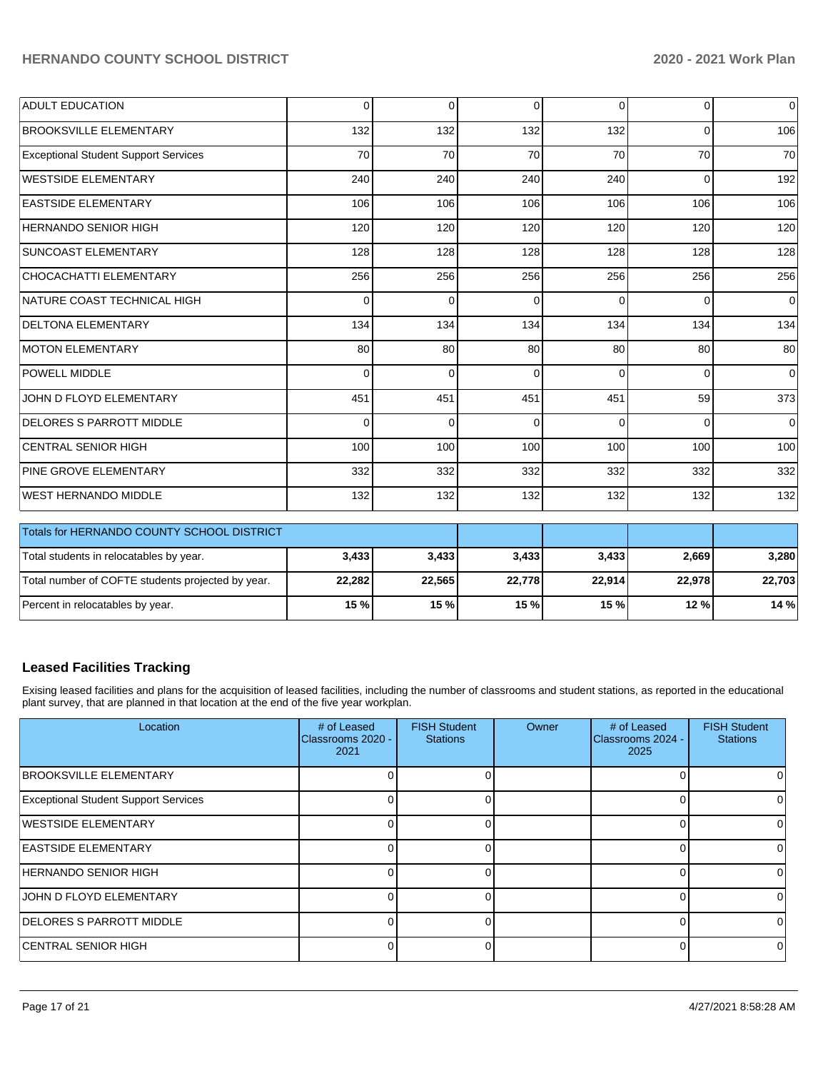| ADULT EDUCATION | 0 | 0 | 0 | 0 | 0 | 0 |
|---|---|---|---|---|---|---|
| BROOKSVILLE ELEMENTARY | 132 | 132 | 132 | 132 | 0 | 106 |
| Exceptional Student Support Services | 70 | 70 | 70 | 70 | 70 | 70 |
| WESTSIDE ELEMENTARY | 240 | 240 | 240 | 240 | 0 | 192 |
| EASTSIDE ELEMENTARY | 106 | 106 | 106 | 106 | 106 | 106 |
| HERNANDO SENIOR HIGH | 120 | 120 | 120 | 120 | 120 | 120 |
| SUNCOAST ELEMENTARY | 128 | 128 | 128 | 128 | 128 | 128 |
| CHOCACHATTI ELEMENTARY | 256 | 256 | 256 | 256 | 256 | 256 |
| NATURE COAST TECHNICAL HIGH | 0 | 0 | 0 | 0 | 0 | 0 |
| DELTONA ELEMENTARY | 134 | 134 | 134 | 134 | 134 | 134 |
| MOTON ELEMENTARY | 80 | 80 | 80 | 80 | 80 | 80 |
| POWELL MIDDLE | 0 | 0 | 0 | 0 | 0 | 0 |
| JOHN D FLOYD ELEMENTARY | 451 | 451 | 451 | 451 | 59 | 373 |
| DELORES S PARROTT MIDDLE | 0 | 0 | 0 | 0 | 0 | 0 |
| CENTRAL SENIOR HIGH | 100 | 100 | 100 | 100 | 100 | 100 |
| PINE GROVE ELEMENTARY | 332 | 332 | 332 | 332 | 332 | 332 |
| WEST HERNANDO MIDDLE | 132 | 132 | 132 | 132 | 132 | 132 |

| Totals for HERNANDO COUNTY SCHOOL DISTRICT | | | | | | |
|---|---|---|---|---|---|---|
| Total students in relocatables by year. | **3,433** | **3,433** | **3,433** | **3,433** | **2,669** | **3,280** |
| Total number of COFTE students projected by year. | **22,282** | **22,565** | **22,778** | **22,914** | **22,978** | **22,703** |
| Percent in relocatables by year. | **15 %** | **15 %** | **15 %** | **15 %** | **12 %** | **14 %** |

## Leased Facilities Tracking

Exising leased facilities and plans for the acquisition of leased facilities, including the number of classrooms and student stations, as reported in the educational plant survey, that are planned in that location at the end of the five year workplan.

| Location | # of Leased Classrooms 2020 - 2021 | FISH Student Stations | Owner | # of Leased Classrooms 2024 - 2025 | FISH Student Stations |
|---|---|---|---|---|---|
| BROOKSVILLE ELEMENTARY | 0 | 0 | | 0 | 0 |
| Exceptional Student Support Services | 0 | 0 | | 0 | 0 |
| WESTSIDE ELEMENTARY | 0 | 0 | | 0 | 0 |
| EASTSIDE ELEMENTARY | 0 | 0 | | 0 | 0 |
| HERNANDO SENIOR HIGH | 0 | 0 | | 0 | 0 |
| JOHN D FLOYD ELEMENTARY | 0 | 0 | | 0 | 0 |
| DELORES S PARROTT MIDDLE | 0 | 0 | | 0 | 0 |
| CENTRAL SENIOR HIGH | 0 | 0 | | 0 | 0 |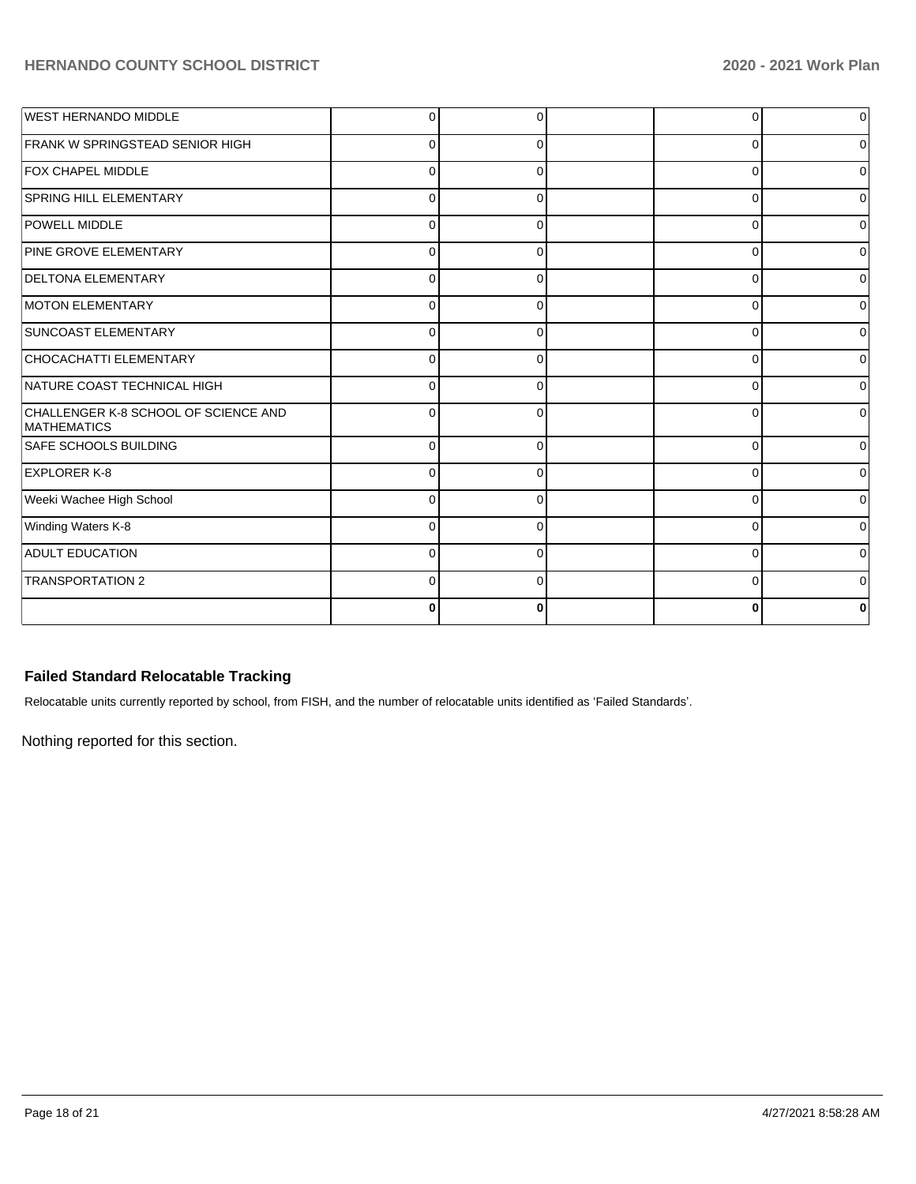| | | | | | |
|---|---|---|---|---|---|
| WEST HERNANDO MIDDLE | 0 | 0 | | 0 | 0 |
| FRANK W SPRINGSTEAD SENIOR HIGH | 0 | 0 | | 0 | 0 |
| FOX CHAPEL MIDDLE | 0 | 0 | | 0 | 0 |
| SPRING HILL ELEMENTARY | 0 | 0 | | 0 | 0 |
| POWELL MIDDLE | 0 | 0 | | 0 | 0 |
| PINE GROVE ELEMENTARY | 0 | 0 | | 0 | 0 |
| DELTONA ELEMENTARY | 0 | 0 | | 0 | 0 |
| MOTON ELEMENTARY | 0 | 0 | | 0 | 0 |
| SUNCOAST ELEMENTARY | 0 | 0 | | 0 | 0 |
| CHOCACHATTI ELEMENTARY | 0 | 0 | | 0 | 0 |
| NATURE COAST TECHNICAL HIGH | 0 | 0 | | 0 | 0 |
| CHALLENGER K-8 SCHOOL OF SCIENCE AND MATHEMATICS | 0 | 0 | | 0 | 0 |
| SAFE SCHOOLS BUILDING | 0 | 0 | | 0 | 0 |
| EXPLORER K-8 | 0 | 0 | | 0 | 0 |
| Weeki Wachee High School | 0 | 0 | | 0 | 0 |
| Winding Waters K-8 | 0 | 0 | | 0 | 0 |
| ADULT EDUCATION | 0 | 0 | | 0 | 0 |
| TRANSPORTATION 2 | 0 | 0 | | 0 | 0 |
| | **0** | **0** | | **0** | **0** |

### Failed Standard Relocatable Tracking

Relocatable units currently reported by school, from FISH, and the number of relocatable units identified as 'Failed Standards'.

Nothing reported for this section.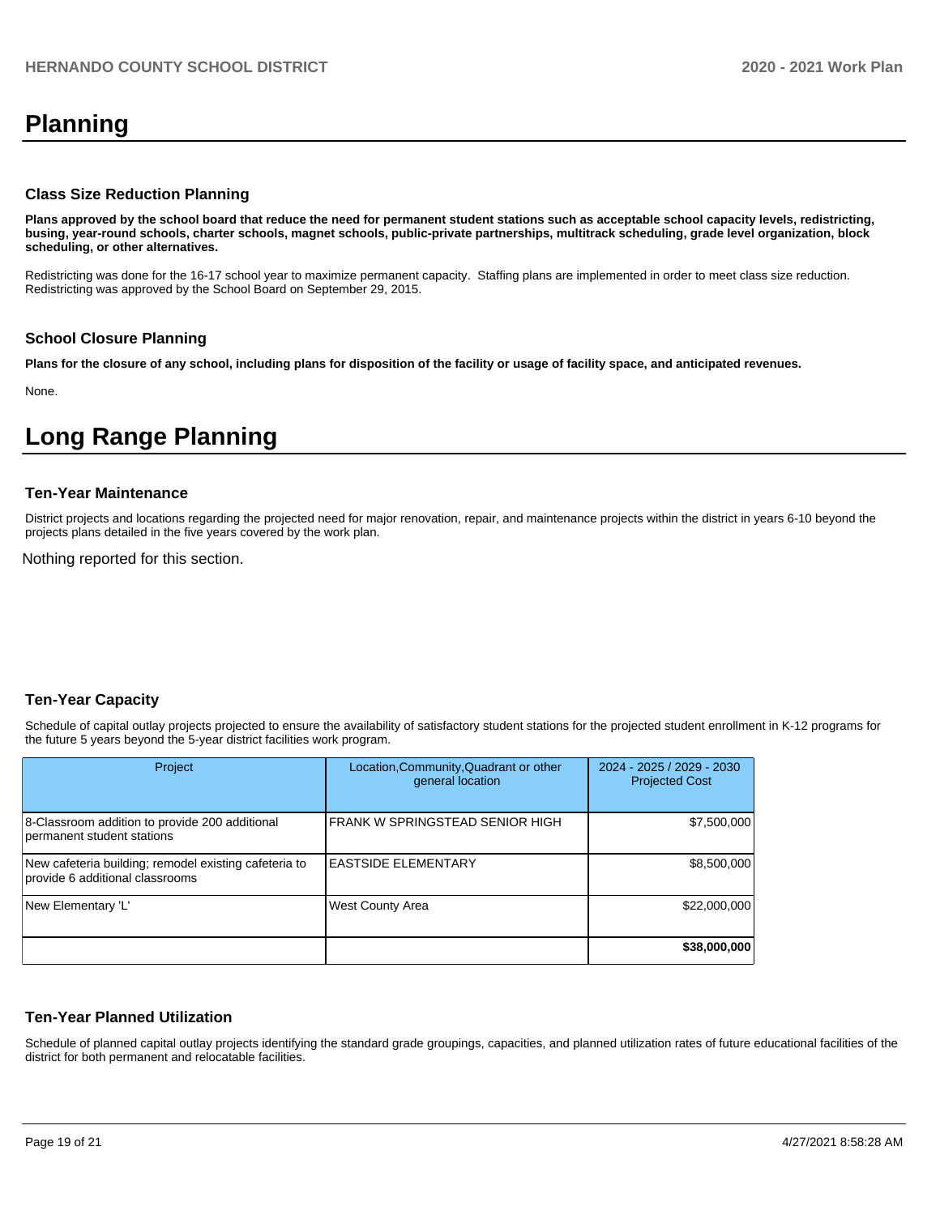# Planning

### Class Size Reduction Planning

**Plans approved by the school board that reduce the need for permanent student stations such as acceptable school capacity levels, redistricting, busing, year-round schools, charter schools, magnet schools, public-private partnerships, multitrack scheduling, grade level organization, block scheduling, or other alternatives.**

Redistricting was done for the 16-17 school year to maximize permanent capacity. Staffing plans are implemented in order to meet class size reduction. Redistricting was approved by the School Board on September 29, 2015.

### School Closure Planning

**Plans for the closure of any school, including plans for disposition of the facility or usage of facility space, and anticipated revenues.**

None.

# Long Range Planning

### Ten-Year Maintenance

District projects and locations regarding the projected need for major renovation, repair, and maintenance projects within the district in years 6-10 beyond the projects plans detailed in the five years covered by the work plan.

Nothing reported for this section.

### Ten-Year Capacity

Schedule of capital outlay projects projected to ensure the availability of satisfactory student stations for the projected student enrollment in K-12 programs for the future 5 years beyond the 5-year district facilities work program.

| Project | Location,Community,Quadrant or other general location | 2024 - 2025 / 2029 - 2030 Projected Cost |
|---|---|---|
| 8-Classroom addition to provide 200 additional permanent student stations | FRANK W SPRINGSTEAD SENIOR HIGH | $7,500,000 |
| New cafeteria building; remodel existing cafeteria to provide 6 additional classrooms | EASTSIDE ELEMENTARY | $8,500,000 |
| New Elementary 'L' | West County Area | $22,000,000 |
| | | **$38,000,000** |

### Ten-Year Planned Utilization

Schedule of planned capital outlay projects identifying the standard grade groupings, capacities, and planned utilization rates of future educational facilities of the district for both permanent and relocatable facilities.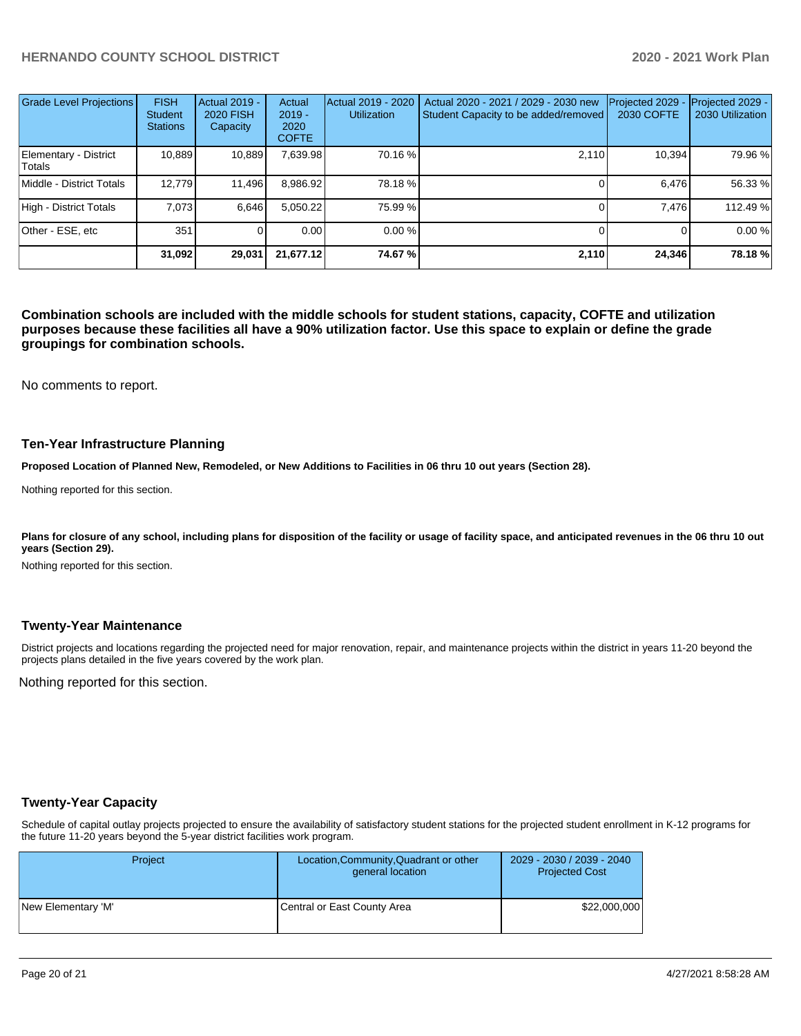| Grade Level Projections | FISH Student Stations | Actual 2019 - 2020 FISH Capacity | Actual 2019 - 2020 COFTE | Actual 2019 - 2020 Utilization | Actual 2020 - 2021 / 2029 - 2030 new Student Capacity to be added/removed | Projected 2029 - 2030 COFTE | Projected 2029 - 2030 Utilization |
|---|---|---|---|---|---|---|---|
| Elementary - District Totals | 10,889 | 10,889 | 7,639.98 | 70.16 % | 2,110 | 10,394 | 79.96 % |
| Middle - District Totals | 12,779 | 11,496 | 8,986.92 | 78.18 % | 0 | 6,476 | 56.33 % |
| High - District Totals | 7,073 | 6,646 | 5,050.22 | 75.99 % | 0 | 7,476 | 112.49 % |
| Other - ESE, etc | 351 | 0 | 0.00 | 0.00 % | 0 | 0 | 0.00 % |
| | **31,092** | **29,031** | **21,677.12** | **74.67 %** | **2,110** | **24,346** | **78.18 %** |

**Combination schools are included with the middle schools for student stations, capacity, COFTE and utilization purposes because these facilities all have a 90% utilization factor. Use this space to explain or define the grade groupings for combination schools.**

No comments to report.

### Ten-Year Infrastructure Planning

**Proposed Location of Planned New, Remodeled, or New Additions to Facilities in 06 thru 10 out years (Section 28).**

Nothing reported for this section.

**Plans for closure of any school, including plans for disposition of the facility or usage of facility space, and anticipated revenues in the 06 thru 10 out years (Section 29).**

Nothing reported for this section.

### Twenty-Year Maintenance

District projects and locations regarding the projected need for major renovation, repair, and maintenance projects within the district in years 11-20 beyond the projects plans detailed in the five years covered by the work plan.

Nothing reported for this section.

### Twenty-Year Capacity

Schedule of capital outlay projects projected to ensure the availability of satisfactory student stations for the projected student enrollment in K-12 programs for the future 11-20 years beyond the 5-year district facilities work program.

| Project | Location,Community,Quadrant or other general location | 2029 - 2030 / 2039 - 2040 Projected Cost |
|---|---|---|
| New Elementary 'M' | Central or East County Area | $22,000,000 |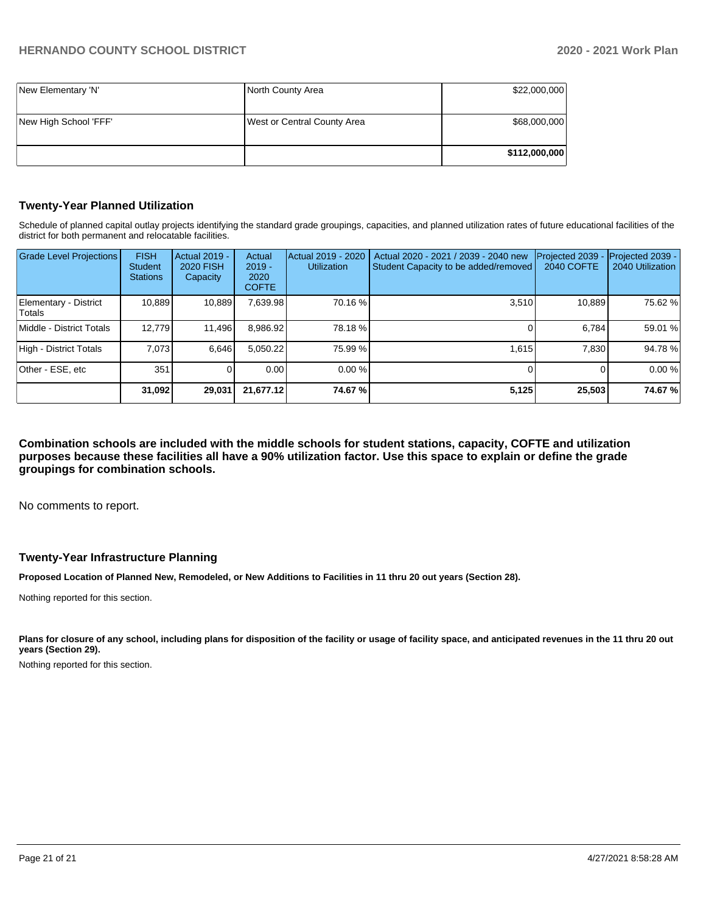| | | |
|---|---|---|
| New Elementary 'N' | North County Area | $22,000,000 |
| New High School 'FFF' | West or Central County Area | $68,000,000 |
| | | **$112,000,000** |

## Twenty-Year Planned Utilization

Schedule of planned capital outlay projects identifying the standard grade groupings, capacities, and planned utilization rates of future educational facilities of the district for both permanent and relocatable facilities.

| Grade Level Projections | FISH Student Stations | Actual 2019 - 2020 FISH Capacity | Actual 2019 - 2020 COFTE | Actual 2019 - 2020 Utilization | Actual 2020 - 2021 / 2039 - 2040 new Student Capacity to be added/removed | Projected 2039 - 2040 COFTE | Projected 2039 - 2040 Utilization |
|---|---|---|---|---|---|---|---|
| Elementary - District Totals | 10,889 | 10,889 | 7,639.98 | 70.16 % | 3,510 | 10,889 | 75.62 % |
| Middle - District Totals | 12,779 | 11,496 | 8,986.92 | 78.18 % | 0 | 6,784 | 59.01 % |
| High - District Totals | 7,073 | 6,646 | 5,050.22 | 75.99 % | 1,615 | 7,830 | 94.78 % |
| Other - ESE, etc | 351 | 0 | 0.00 | 0.00 % | 0 | 0 | 0.00 % |
| | **31,092** | **29,031** | **21,677.12** | **74.67 %** | **5,125** | **25,503** | **74.67 %** |

**Combination schools are included with the middle schools for student stations, capacity, COFTE and utilization purposes because these facilities all have a 90% utilization factor. Use this space to explain or define the grade groupings for combination schools.**

No comments to report.

## Twenty-Year Infrastructure Planning

**Proposed Location of Planned New, Remodeled, or New Additions to Facilities in 11 thru 20 out years (Section 28).**

Nothing reported for this section.

**Plans for closure of any school, including plans for disposition of the facility or usage of facility space, and anticipated revenues in the 11 thru 20 out years (Section 29).**

Nothing reported for this section.